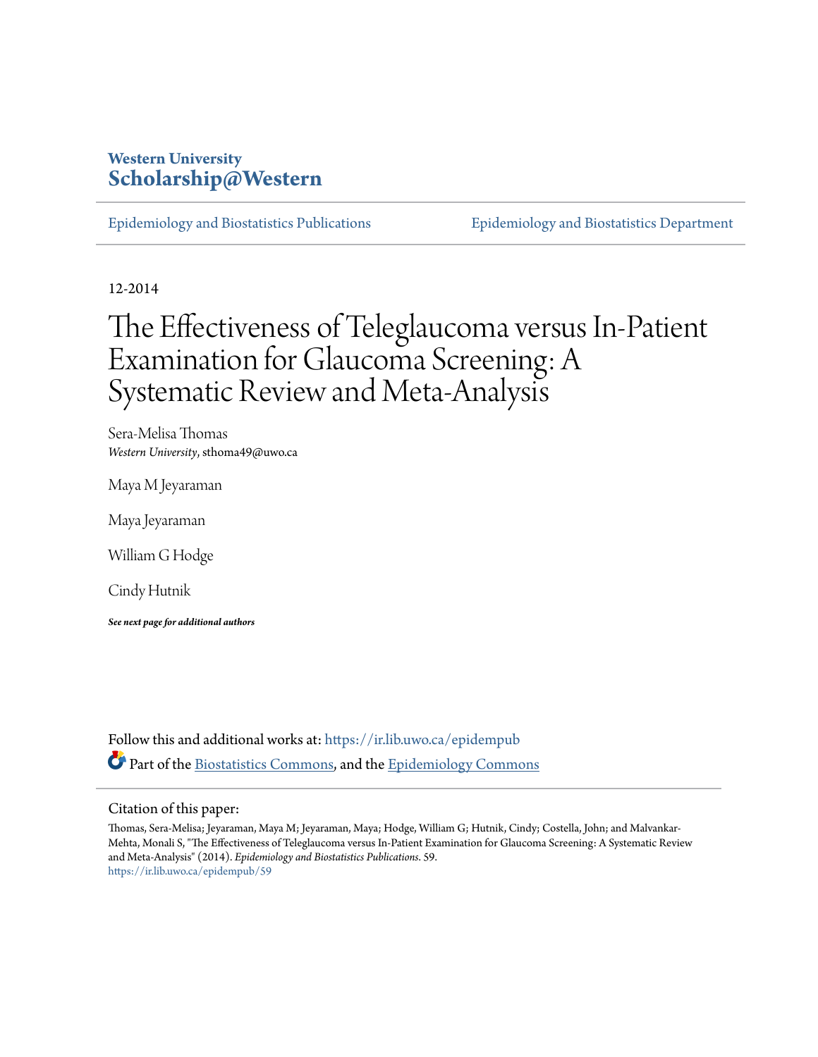Western University
Scholarship@Western

Epidemiology and Biostatistics Publications | Epidemiology and Biostatistics Department

12-2014

# The Effectiveness of Teleglaucoma versus In-Patient Examination for Glaucoma Screening: A Systematic Review and Meta-Analysis

Sera-Melisa Thomas
*Western University*, sthoma49@uwo.ca

Maya M Jeyaraman

Maya Jeyaraman

William G Hodge

Cindy Hutnik

***See next page for additional authors***

Follow this and additional works at: https://ir.lib.uwo.ca/epidempub

Part of the Biostatistics Commons, and the Epidemiology Commons

Citation of this paper:

Thomas, Sera-Melisa; Jeyaraman, Maya M; Jeyaraman, Maya; Hodge, William G; Hutnik, Cindy; Costella, John; and Malvankar-Mehta, Monali S, "The Effectiveness of Teleglaucoma versus In-Patient Examination for Glaucoma Screening: A Systematic Review and Meta-Analysis" (2014). *Epidemiology and Biostatistics Publications*. 59.
https://ir.lib.uwo.ca/epidempub/59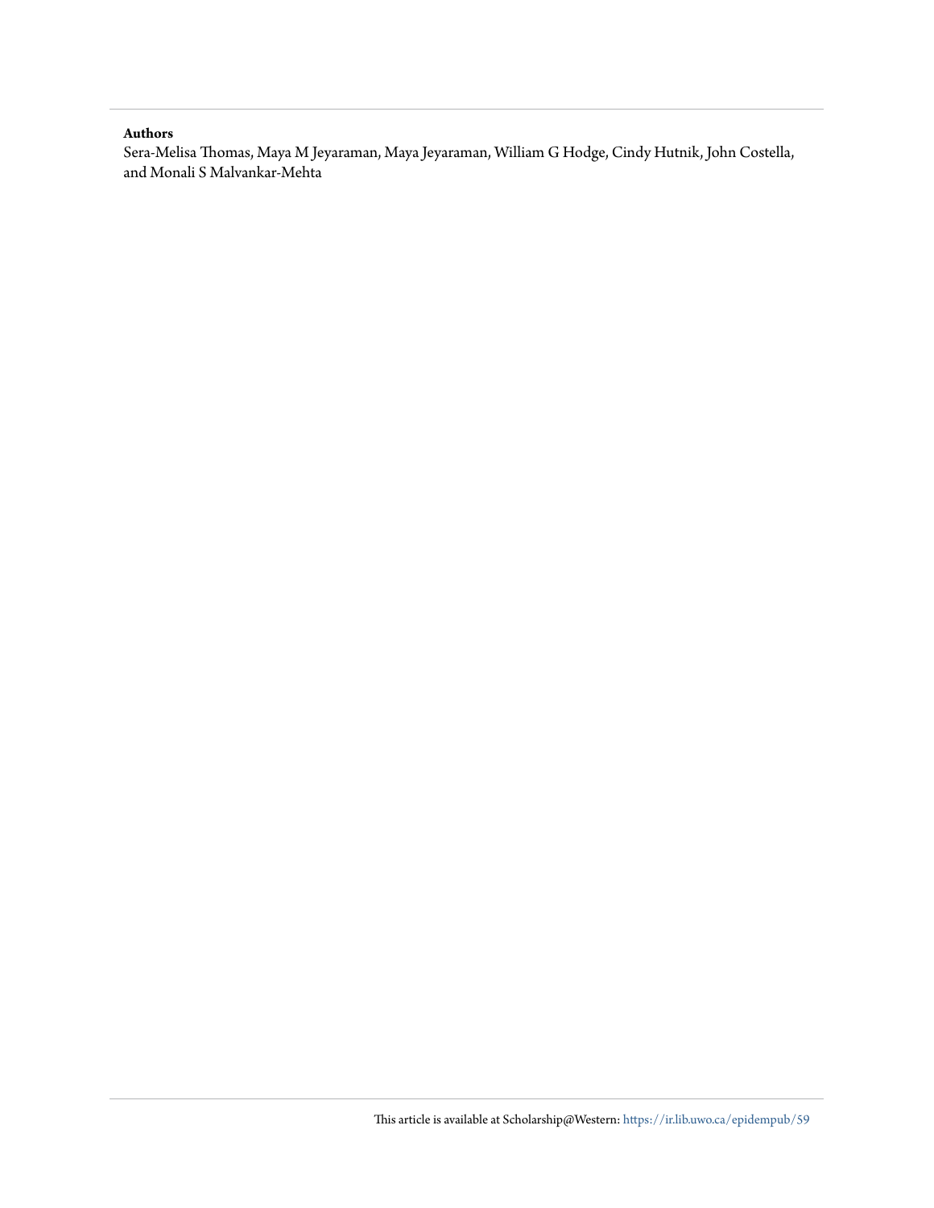**Authors**

Sera-Melisa Thomas, Maya M Jeyaraman, Maya Jeyaraman, William G Hodge, Cindy Hutnik, John Costella, and Monali S Malvankar-Mehta

This article is available at Scholarship@Western: https://ir.lib.uwo.ca/epidempub/59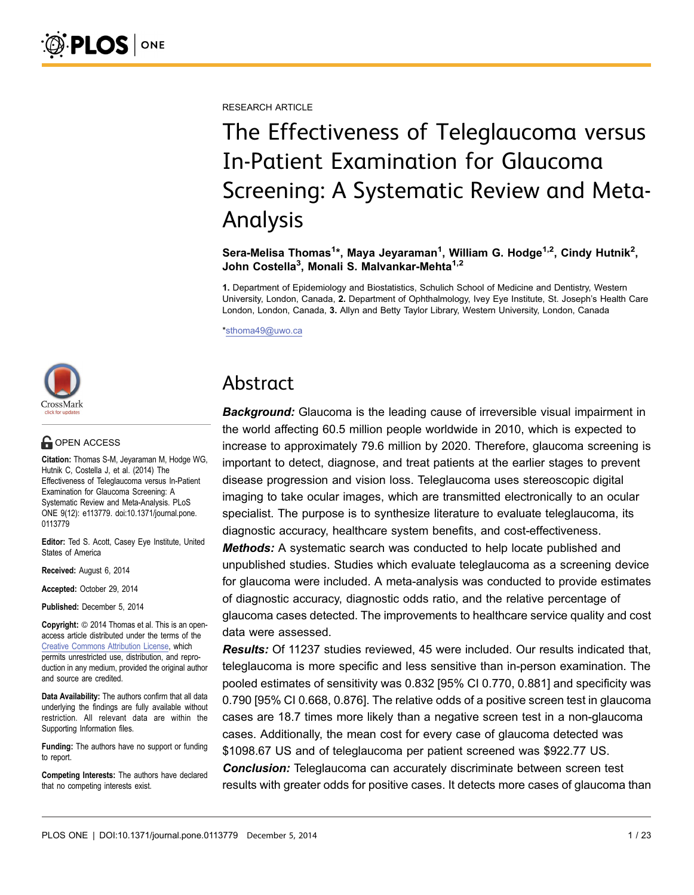RESEARCH ARTICLE

# The Effectiveness of Teleglaucoma versus In-Patient Examination for Glaucoma Screening: A Systematic Review and Meta-Analysis

**Sera-Melisa Thomas[1]\*, Maya Jeyaraman[1], William G. Hodge[1,2], Cindy Hutnik[2], John Costella[3], Monali S. Malvankar-Mehta[1,2]**

**1.** Department of Epidemiology and Biostatistics, Schulich School of Medicine and Dentistry, Western University, London, Canada, **2.** Department of Ophthalmology, Ivey Eye Institute, St. Joseph's Health Care London, London, Canada, **3.** Allyn and Betty Taylor Library, Western University, London, Canada

\*sthoma49@uwo.ca

OPEN ACCESS

**Citation:** Thomas S-M, Jeyaraman M, Hodge WG, Hutnik C, Costella J, et al. (2014) The Effectiveness of Teleglaucoma versus In-Patient Examination for Glaucoma Screening: A Systematic Review and Meta-Analysis. PLoS ONE 9(12): e113779. doi:10.1371/journal.pone.0113779

**Editor:** Ted S. Acott, Casey Eye Institute, United States of America

**Received:** August 6, 2014

**Accepted:** October 29, 2014

**Published:** December 5, 2014

**Copyright:** © 2014 Thomas et al. This is an open-access article distributed under the terms of the Creative Commons Attribution License, which permits unrestricted use, distribution, and reproduction in any medium, provided the original author and source are credited.

**Data Availability:** The authors confirm that all data underlying the findings are fully available without restriction. All relevant data are within the Supporting Information files.

**Funding:** The authors have no support or funding to report.

**Competing Interests:** The authors have declared that no competing interests exist.

## Abstract

***Background:*** Glaucoma is the leading cause of irreversible visual impairment in the world affecting 60.5 million people worldwide in 2010, which is expected to increase to approximately 79.6 million by 2020. Therefore, glaucoma screening is important to detect, diagnose, and treat patients at the earlier stages to prevent disease progression and vision loss. Teleglaucoma uses stereoscopic digital imaging to take ocular images, which are transmitted electronically to an ocular specialist. The purpose is to synthesize literature to evaluate teleglaucoma, its diagnostic accuracy, healthcare system benefits, and cost-effectiveness.

***Methods:*** A systematic search was conducted to help locate published and unpublished studies. Studies which evaluate teleglaucoma as a screening device for glaucoma were included. A meta-analysis was conducted to provide estimates of diagnostic accuracy, diagnostic odds ratio, and the relative percentage of glaucoma cases detected. The improvements to healthcare service quality and cost data were assessed.

***Results:*** Of 11237 studies reviewed, 45 were included. Our results indicated that, teleglaucoma is more specific and less sensitive than in-person examination. The pooled estimates of sensitivity was 0.832 [95% CI 0.770, 0.881] and specificity was 0.790 [95% CI 0.668, 0.876]. The relative odds of a positive screen test in glaucoma cases are 18.7 times more likely than a negative screen test in a non-glaucoma cases. Additionally, the mean cost for every case of glaucoma detected was $1098.67 US and of teleglaucoma per patient screened was $922.77 US.

***Conclusion:*** Teleglaucoma can accurately discriminate between screen test results with greater odds for positive cases. It detects more cases of glaucoma than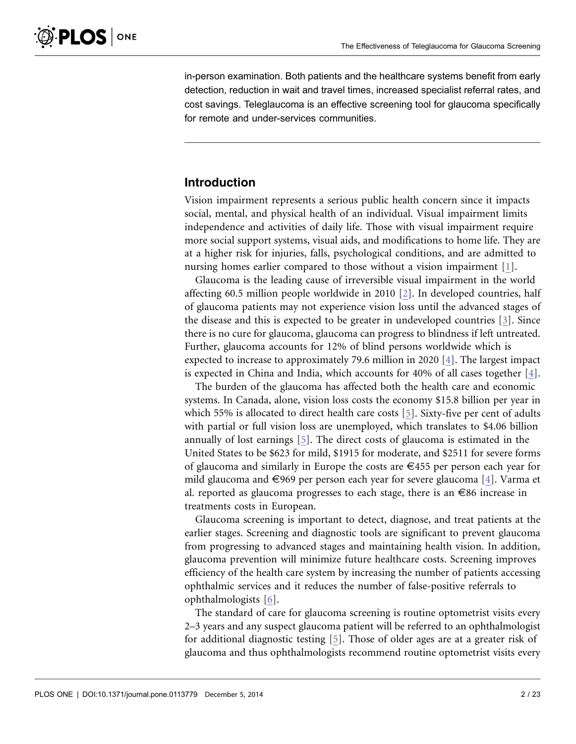in-person examination. Both patients and the healthcare systems benefit from early detection, reduction in wait and travel times, increased specialist referral rates, and cost savings. Teleglaucoma is an effective screening tool for glaucoma specifically for remote and under-services communities.

## Introduction

Vision impairment represents a serious public health concern since it impacts social, mental, and physical health of an individual. Visual impairment limits independence and activities of daily life. Those with visual impairment require more social support systems, visual aids, and modifications to home life. They are at a higher risk for injuries, falls, psychological conditions, and are admitted to nursing homes earlier compared to those without a vision impairment [1].

Glaucoma is the leading cause of irreversible visual impairment in the world affecting 60.5 million people worldwide in 2010 [2]. In developed countries, half of glaucoma patients may not experience vision loss until the advanced stages of the disease and this is expected to be greater in undeveloped countries [3]. Since there is no cure for glaucoma, glaucoma can progress to blindness if left untreated. Further, glaucoma accounts for 12% of blind persons worldwide which is expected to increase to approximately 79.6 million in 2020 [4]. The largest impact is expected in China and India, which accounts for 40% of all cases together [4].

The burden of the glaucoma has affected both the health care and economic systems. In Canada, alone, vision loss costs the economy $15.8 billion per year in which 55% is allocated to direct health care costs [5]. Sixty-five per cent of adults with partial or full vision loss are unemployed, which translates to $4.06 billion annually of lost earnings [5]. The direct costs of glaucoma is estimated in the United States to be $623 for mild, $1915 for moderate, and $2511 for severe forms of glaucoma and similarly in Europe the costs are €455 per person each year for mild glaucoma and €969 per person each year for severe glaucoma [4]. Varma et al. reported as glaucoma progresses to each stage, there is an €86 increase in treatments costs in European.

Glaucoma screening is important to detect, diagnose, and treat patients at the earlier stages. Screening and diagnostic tools are significant to prevent glaucoma from progressing to advanced stages and maintaining health vision. In addition, glaucoma prevention will minimize future healthcare costs. Screening improves efficiency of the health care system by increasing the number of patients accessing ophthalmic services and it reduces the number of false-positive referrals to ophthalmologists [6].

The standard of care for glaucoma screening is routine optometrist visits every 2–3 years and any suspect glaucoma patient will be referred to an ophthalmologist for additional diagnostic testing [5]. Those of older ages are at a greater risk of glaucoma and thus ophthalmologists recommend routine optometrist visits every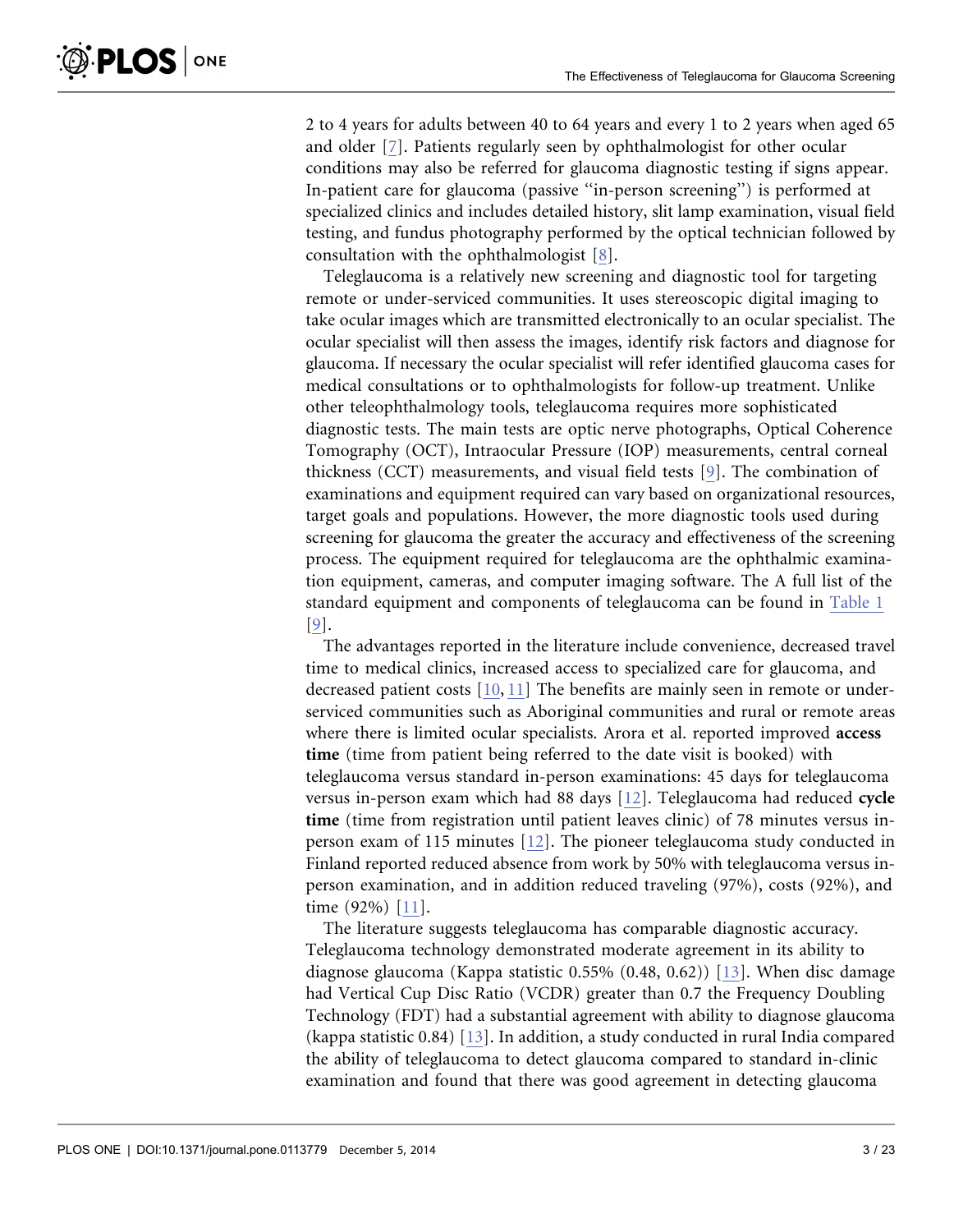2 to 4 years for adults between 40 to 64 years and every 1 to 2 years when aged 65 and older [7]. Patients regularly seen by ophthalmologist for other ocular conditions may also be referred for glaucoma diagnostic testing if signs appear. In-patient care for glaucoma (passive ''in-person screening'') is performed at specialized clinics and includes detailed history, slit lamp examination, visual field testing, and fundus photography performed by the optical technician followed by consultation with the ophthalmologist [8].

Teleglaucoma is a relatively new screening and diagnostic tool for targeting remote or under-serviced communities. It uses stereoscopic digital imaging to take ocular images which are transmitted electronically to an ocular specialist. The ocular specialist will then assess the images, identify risk factors and diagnose for glaucoma. If necessary the ocular specialist will refer identified glaucoma cases for medical consultations or to ophthalmologists for follow-up treatment. Unlike other teleophthalmology tools, teleglaucoma requires more sophisticated diagnostic tests. The main tests are optic nerve photographs, Optical Coherence Tomography (OCT), Intraocular Pressure (IOP) measurements, central corneal thickness (CCT) measurements, and visual field tests [9]. The combination of examinations and equipment required can vary based on organizational resources, target goals and populations. However, the more diagnostic tools used during screening for glaucoma the greater the accuracy and effectiveness of the screening process. The equipment required for teleglaucoma are the ophthalmic examination equipment, cameras, and computer imaging software. The A full list of the standard equipment and components of teleglaucoma can be found in Table 1 [9].

The advantages reported in the literature include convenience, decreased travel time to medical clinics, increased access to specialized care for glaucoma, and decreased patient costs [10, 11] The benefits are mainly seen in remote or under-serviced communities such as Aboriginal communities and rural or remote areas where there is limited ocular specialists. Arora et al. reported improved **access time** (time from patient being referred to the date visit is booked) with teleglaucoma versus standard in-person examinations: 45 days for teleglaucoma versus in-person exam which had 88 days [12]. Teleglaucoma had reduced **cycle time** (time from registration until patient leaves clinic) of 78 minutes versus in-person exam of 115 minutes [12]. The pioneer teleglaucoma study conducted in Finland reported reduced absence from work by 50% with teleglaucoma versus in-person examination, and in addition reduced traveling (97%), costs (92%), and time (92%) [11].

The literature suggests teleglaucoma has comparable diagnostic accuracy. Teleglaucoma technology demonstrated moderate agreement in its ability to diagnose glaucoma (Kappa statistic 0.55% (0.48, 0.62)) [13]. When disc damage had Vertical Cup Disc Ratio (VCDR) greater than 0.7 the Frequency Doubling Technology (FDT) had a substantial agreement with ability to diagnose glaucoma (kappa statistic 0.84) [13]. In addition, a study conducted in rural India compared the ability of teleglaucoma to detect glaucoma compared to standard in-clinic examination and found that there was good agreement in detecting glaucoma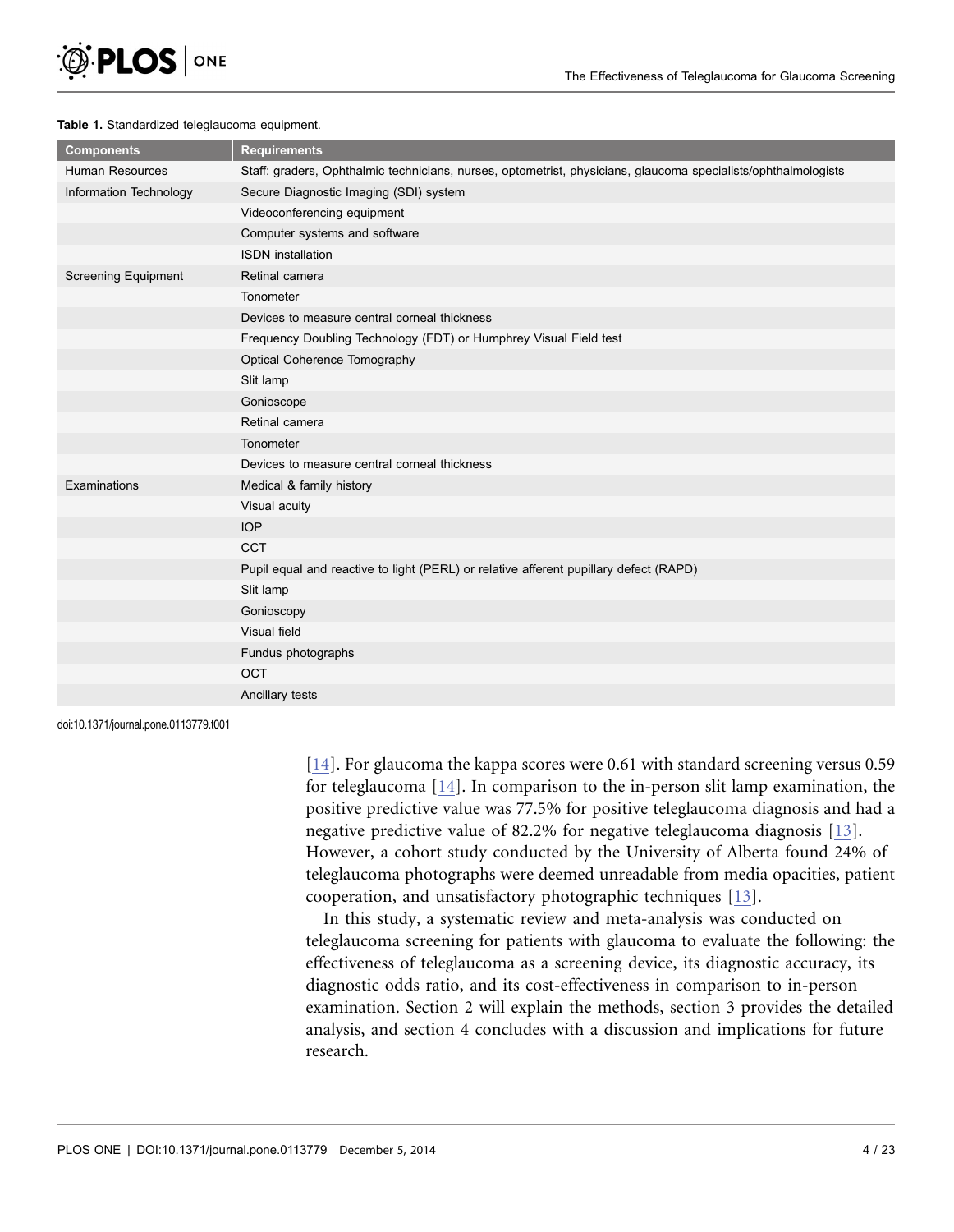**Table 1.** Standardized teleglaucoma equipment.

| Components | Requirements |
| --- | --- |
| Human Resources | Staff: graders, Ophthalmic technicians, nurses, optometrist, physicians, glaucoma specialists/ophthalmologists |
| Information Technology | Secure Diagnostic Imaging (SDI) system |
| | Videoconferencing equipment |
| | Computer systems and software |
| | ISDN installation |
| Screening Equipment | Retinal camera |
| | Tonometer |
| | Devices to measure central corneal thickness |
| | Frequency Doubling Technology (FDT) or Humphrey Visual Field test |
| | Optical Coherence Tomography |
| | Slit lamp |
| | Gonioscope |
| | Retinal camera |
| | Tonometer |
| | Devices to measure central corneal thickness |
| Examinations | Medical & family history |
| | Visual acuity |
| | IOP |
| | CCT |
| | Pupil equal and reactive to light (PERL) or relative afferent pupillary defect (RAPD) |
| | Slit lamp |
| | Gonioscopy |
| | Visual field |
| | Fundus photographs |
| | OCT |
| | Ancillary tests |

doi:10.1371/journal.pone.0113779.t001

[14]. For glaucoma the kappa scores were 0.61 with standard screening versus 0.59 for teleglaucoma [14]. In comparison to the in-person slit lamp examination, the positive predictive value was 77.5% for positive teleglaucoma diagnosis and had a negative predictive value of 82.2% for negative teleglaucoma diagnosis [13]. However, a cohort study conducted by the University of Alberta found 24% of teleglaucoma photographs were deemed unreadable from media opacities, patient cooperation, and unsatisfactory photographic techniques [13].

In this study, a systematic review and meta-analysis was conducted on teleglaucoma screening for patients with glaucoma to evaluate the following: the effectiveness of teleglaucoma as a screening device, its diagnostic accuracy, its diagnostic odds ratio, and its cost-effectiveness in comparison to in-person examination. Section 2 will explain the methods, section 3 provides the detailed analysis, and section 4 concludes with a discussion and implications for future research.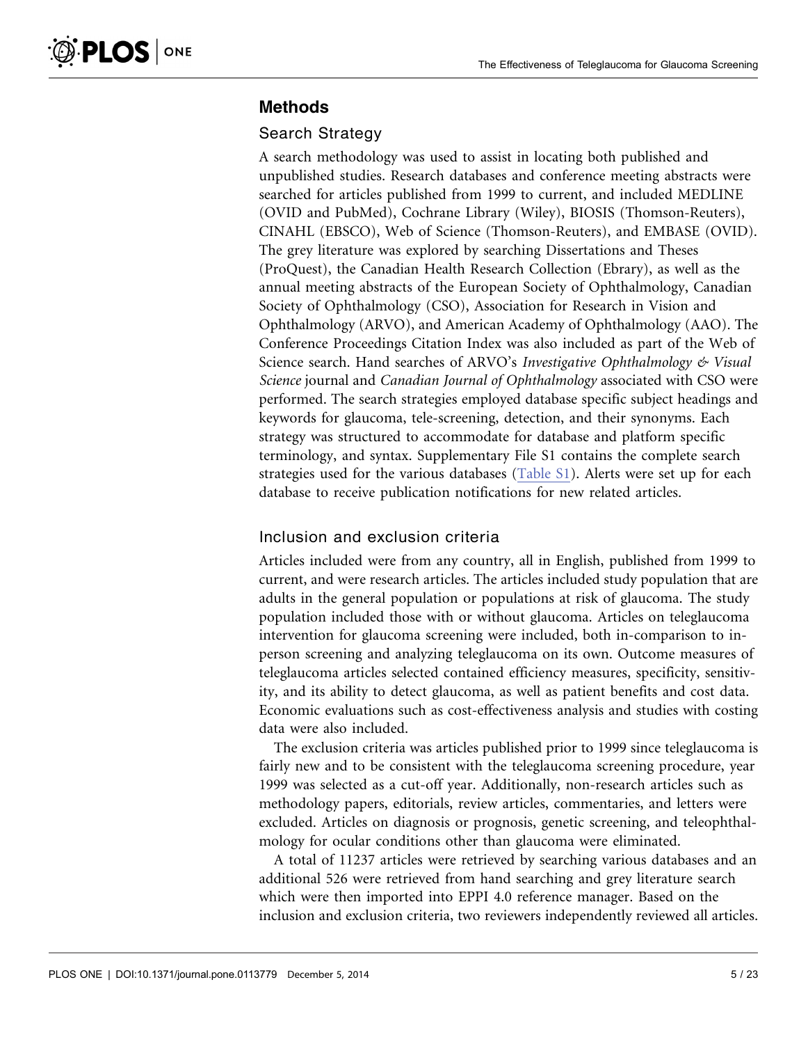## Methods

### Search Strategy

A search methodology was used to assist in locating both published and unpublished studies. Research databases and conference meeting abstracts were searched for articles published from 1999 to current, and included MEDLINE (OVID and PubMed), Cochrane Library (Wiley), BIOSIS (Thomson-Reuters), CINAHL (EBSCO), Web of Science (Thomson-Reuters), and EMBASE (OVID). The grey literature was explored by searching Dissertations and Theses (ProQuest), the Canadian Health Research Collection (Ebrary), as well as the annual meeting abstracts of the European Society of Ophthalmology, Canadian Society of Ophthalmology (CSO), Association for Research in Vision and Ophthalmology (ARVO), and American Academy of Ophthalmology (AAO). The Conference Proceedings Citation Index was also included as part of the Web of Science search. Hand searches of ARVO's *Investigative Ophthalmology & Visual Science* journal and *Canadian Journal of Ophthalmology* associated with CSO were performed. The search strategies employed database specific subject headings and keywords for glaucoma, tele-screening, detection, and their synonyms. Each strategy was structured to accommodate for database and platform specific terminology, and syntax. Supplementary File S1 contains the complete search strategies used for the various databases (Table S1). Alerts were set up for each database to receive publication notifications for new related articles.

### Inclusion and exclusion criteria

Articles included were from any country, all in English, published from 1999 to current, and were research articles. The articles included study population that are adults in the general population or populations at risk of glaucoma. The study population included those with or without glaucoma. Articles on teleglaucoma intervention for glaucoma screening were included, both in-comparison to in-person screening and analyzing teleglaucoma on its own. Outcome measures of teleglaucoma articles selected contained efficiency measures, specificity, sensitivity, and its ability to detect glaucoma, as well as patient benefits and cost data. Economic evaluations such as cost-effectiveness analysis and studies with costing data were also included.

The exclusion criteria was articles published prior to 1999 since teleglaucoma is fairly new and to be consistent with the teleglaucoma screening procedure, year 1999 was selected as a cut-off year. Additionally, non-research articles such as methodology papers, editorials, review articles, commentaries, and letters were excluded. Articles on diagnosis or prognosis, genetic screening, and teleophthalmology for ocular conditions other than glaucoma were eliminated.

A total of 11237 articles were retrieved by searching various databases and an additional 526 were retrieved from hand searching and grey literature search which were then imported into EPPI 4.0 reference manager. Based on the inclusion and exclusion criteria, two reviewers independently reviewed all articles.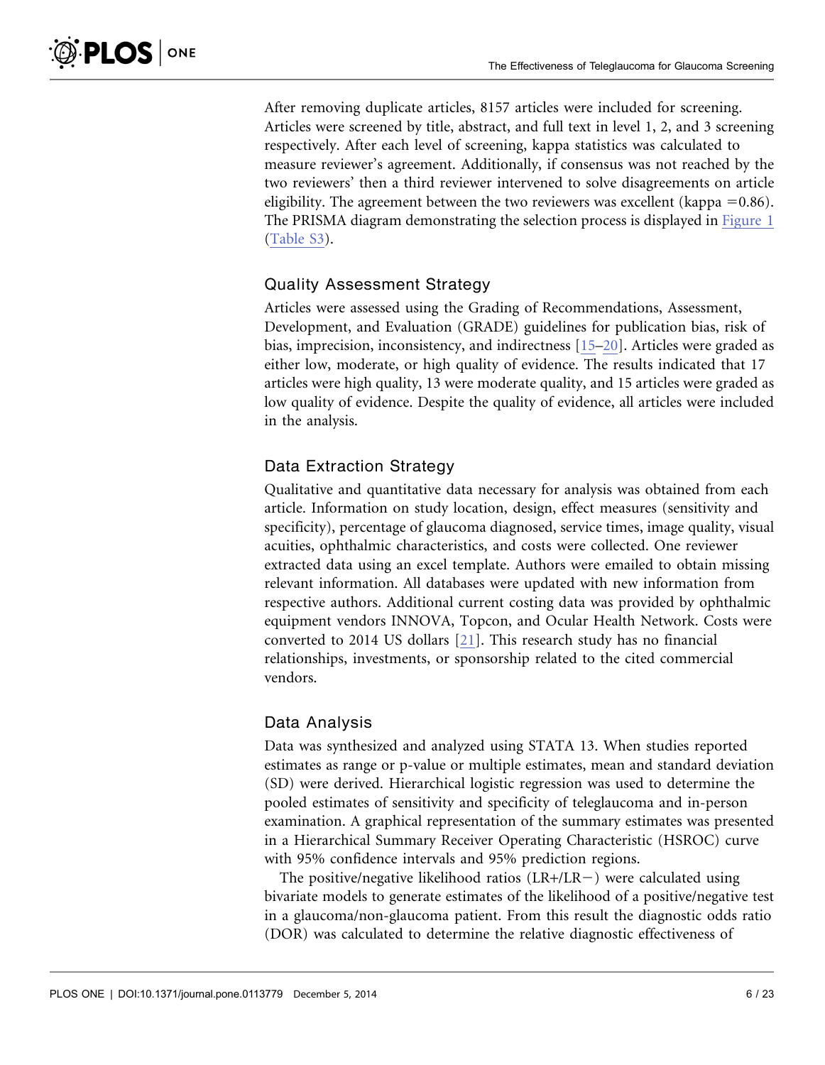After removing duplicate articles, 8157 articles were included for screening. Articles were screened by title, abstract, and full text in level 1, 2, and 3 screening respectively. After each level of screening, kappa statistics was calculated to measure reviewer's agreement. Additionally, if consensus was not reached by the two reviewers' then a third reviewer intervened to solve disagreements on article eligibility. The agreement between the two reviewers was excellent (kappa =0.86). The PRISMA diagram demonstrating the selection process is displayed in Figure 1 (Table S3).

## Quality Assessment Strategy

Articles were assessed using the Grading of Recommendations, Assessment, Development, and Evaluation (GRADE) guidelines for publication bias, risk of bias, imprecision, inconsistency, and indirectness [15–20]. Articles were graded as either low, moderate, or high quality of evidence. The results indicated that 17 articles were high quality, 13 were moderate quality, and 15 articles were graded as low quality of evidence. Despite the quality of evidence, all articles were included in the analysis.

## Data Extraction Strategy

Qualitative and quantitative data necessary for analysis was obtained from each article. Information on study location, design, effect measures (sensitivity and specificity), percentage of glaucoma diagnosed, service times, image quality, visual acuities, ophthalmic characteristics, and costs were collected. One reviewer extracted data using an excel template. Authors were emailed to obtain missing relevant information. All databases were updated with new information from respective authors. Additional current costing data was provided by ophthalmic equipment vendors INNOVA, Topcon, and Ocular Health Network. Costs were converted to 2014 US dollars [21]. This research study has no financial relationships, investments, or sponsorship related to the cited commercial vendors.

## Data Analysis

Data was synthesized and analyzed using STATA 13. When studies reported estimates as range or p-value or multiple estimates, mean and standard deviation (SD) were derived. Hierarchical logistic regression was used to determine the pooled estimates of sensitivity and specificity of teleglaucoma and in-person examination. A graphical representation of the summary estimates was presented in a Hierarchical Summary Receiver Operating Characteristic (HSROC) curve with 95% confidence intervals and 95% prediction regions.

The positive/negative likelihood ratios (LR+/LR−) were calculated using bivariate models to generate estimates of the likelihood of a positive/negative test in a glaucoma/non-glaucoma patient. From this result the diagnostic odds ratio (DOR) was calculated to determine the relative diagnostic effectiveness of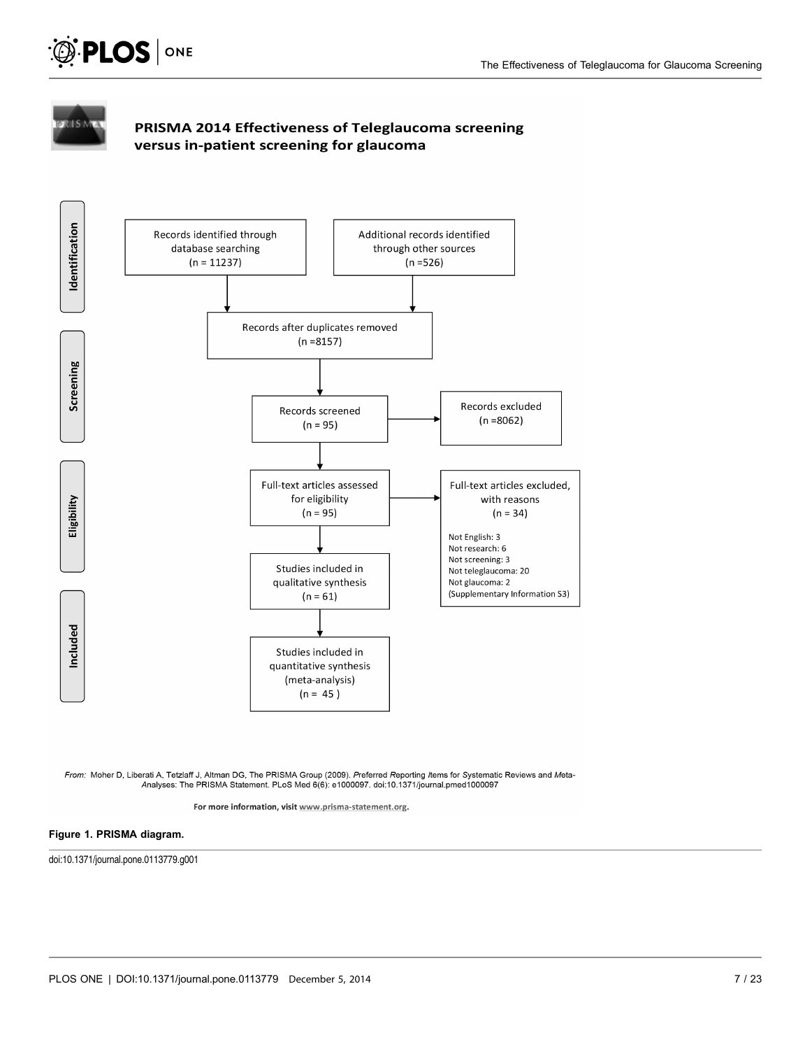**PRISMA 2014 Effectiveness of Teleglaucoma screening versus in-patient screening for glaucoma**

**Identification**

Records identified through database searching (n = 11237)

Additional records identified through other sources (n =526)

Records after duplicates removed (n =8157)

**Screening**

Records screened (n = 95)

Records excluded (n =8062)

**Eligibility**

Full-text articles assessed for eligibility (n = 95)

Full-text articles excluded, with reasons (n = 34)

- Not English: 3
- Not research: 6
- Not screening: 3
- Not teleglaucoma: 20
- Not glaucoma: 2
- (Supplementary Information S3)

Studies included in qualitative synthesis (n = 61)

**Included**

Studies included in quantitative synthesis (meta-analysis) (n = 45 )

*From:* Moher D, Liberati A, Tetzlaff J, Altman DG, The PRISMA Group (2009). *P*referred *R*eporting *I*tems for *S*ystematic Reviews and *Meta-A*nalyses: The PRISMA Statement. PLoS Med 6(6): e1000097. doi:10.1371/journal.pmed1000097

For more information, visit www.prisma-statement.org.

**Figure 1. PRISMA diagram.**

doi:10.1371/journal.pone.0113779.g001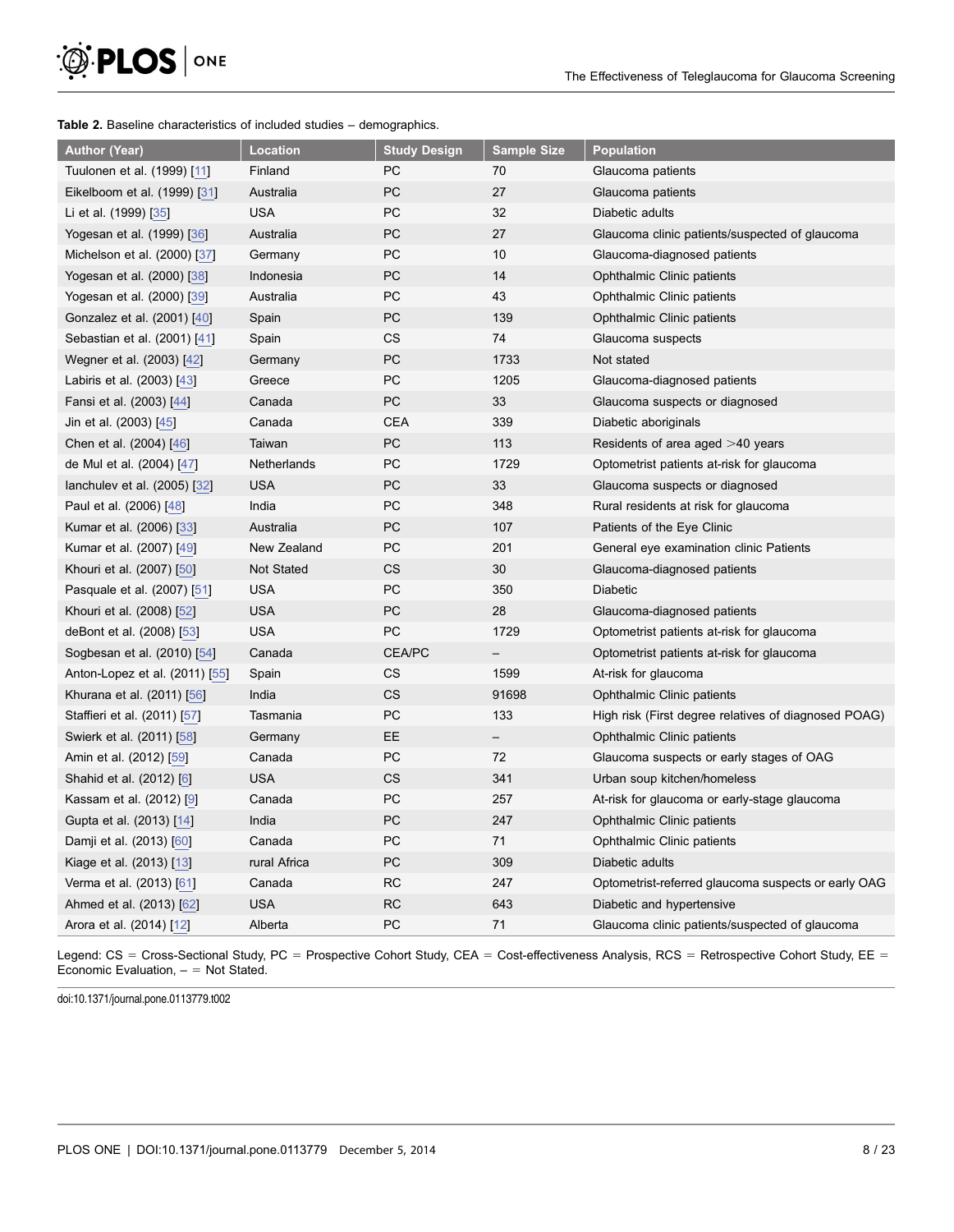**Table 2.** Baseline characteristics of included studies – demographics.

| Author (Year) | Location | Study Design | Sample Size | Population |
|---|---|---|---|---|
| Tuulonen et al. (1999) [11] | Finland | PC | 70 | Glaucoma patients |
| Eikelboom et al. (1999) [31] | Australia | PC | 27 | Glaucoma patients |
| Li et al. (1999) [35] | USA | PC | 32 | Diabetic adults |
| Yogesan et al. (1999) [36] | Australia | PC | 27 | Glaucoma clinic patients/suspected of glaucoma |
| Michelson et al. (2000) [37] | Germany | PC | 10 | Glaucoma-diagnosed patients |
| Yogesan et al. (2000) [38] | Indonesia | PC | 14 | Ophthalmic Clinic patients |
| Yogesan et al. (2000) [39] | Australia | PC | 43 | Ophthalmic Clinic patients |
| Gonzalez et al. (2001) [40] | Spain | PC | 139 | Ophthalmic Clinic patients |
| Sebastian et al. (2001) [41] | Spain | CS | 74 | Glaucoma suspects |
| Wegner et al. (2003) [42] | Germany | PC | 1733 | Not stated |
| Labiris et al. (2003) [43] | Greece | PC | 1205 | Glaucoma-diagnosed patients |
| Fansi et al. (2003) [44] | Canada | PC | 33 | Glaucoma suspects or diagnosed |
| Jin et al. (2003) [45] | Canada | CEA | 339 | Diabetic aboriginals |
| Chen et al. (2004) [46] | Taiwan | PC | 113 | Residents of area aged >40 years |
| de Mul et al. (2004) [47] | Netherlands | PC | 1729 | Optometrist patients at-risk for glaucoma |
| Ianchulev et al. (2005) [32] | USA | PC | 33 | Glaucoma suspects or diagnosed |
| Paul et al. (2006) [48] | India | PC | 348 | Rural residents at risk for glaucoma |
| Kumar et al. (2006) [33] | Australia | PC | 107 | Patients of the Eye Clinic |
| Kumar et al. (2007) [49] | New Zealand | PC | 201 | General eye examination clinic Patients |
| Khouri et al. (2007) [50] | Not Stated | CS | 30 | Glaucoma-diagnosed patients |
| Pasquale et al. (2007) [51] | USA | PC | 350 | Diabetic |
| Khouri et al. (2008) [52] | USA | PC | 28 | Glaucoma-diagnosed patients |
| deBont et al. (2008) [53] | USA | PC | 1729 | Optometrist patients at-risk for glaucoma |
| Sogbesan et al. (2010) [54] | Canada | CEA/PC | – | Optometrist patients at-risk for glaucoma |
| Anton-Lopez et al. (2011) [55] | Spain | CS | 1599 | At-risk for glaucoma |
| Khurana et al. (2011) [56] | India | CS | 91698 | Ophthalmic Clinic patients |
| Staffieri et al. (2011) [57] | Tasmania | PC | 133 | High risk (First degree relatives of diagnosed POAG) |
| Swierk et al. (2011) [58] | Germany | EE | – | Ophthalmic Clinic patients |
| Amin et al. (2012) [59] | Canada | PC | 72 | Glaucoma suspects or early stages of OAG |
| Shahid et al. (2012) [6] | USA | CS | 341 | Urban soup kitchen/homeless |
| Kassam et al. (2012) [9] | Canada | PC | 257 | At-risk for glaucoma or early-stage glaucoma |
| Gupta et al. (2013) [14] | India | PC | 247 | Ophthalmic Clinic patients |
| Damji et al. (2013) [60] | Canada | PC | 71 | Ophthalmic Clinic patients |
| Kiage et al. (2013) [13] | rural Africa | PC | 309 | Diabetic adults |
| Verma et al. (2013) [61] | Canada | RC | 247 | Optometrist-referred glaucoma suspects or early OAG |
| Ahmed et al. (2013) [62] | USA | RC | 643 | Diabetic and hypertensive |
| Arora et al. (2014) [12] | Alberta | PC | 71 | Glaucoma clinic patients/suspected of glaucoma |

Legend: CS = Cross-Sectional Study, PC = Prospective Cohort Study, CEA = Cost-effectiveness Analysis, RCS = Retrospective Cohort Study, EE = Economic Evaluation, – = Not Stated.

doi:10.1371/journal.pone.0113779.t002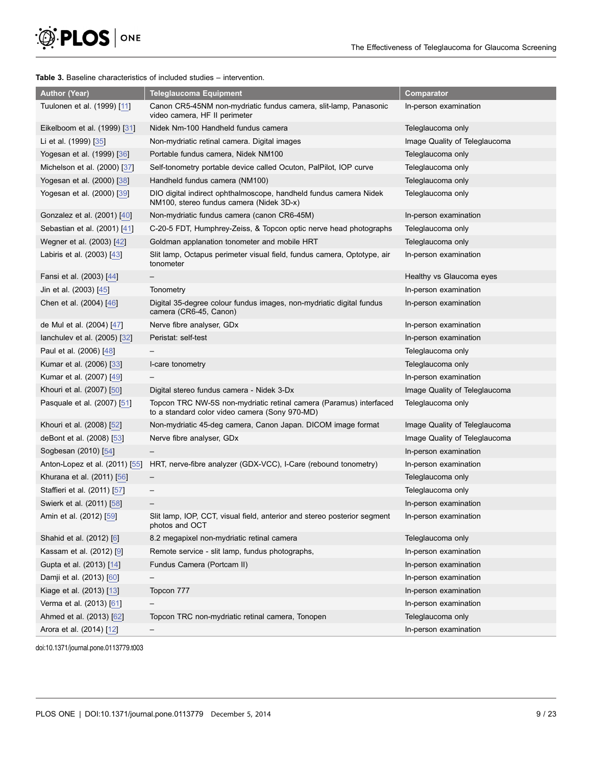**Table 3.** Baseline characteristics of included studies – intervention.

| Author (Year) | Teleglaucoma Equipment | Comparator |
|---|---|---|
| Tuulonen et al. (1999) [11] | Canon CR5-45NM non-mydriatic fundus camera, slit-lamp, Panasonic video camera, HF II perimeter | In-person examination |
| Eikelboom et al. (1999) [31] | Nidek Nm-100 Handheld fundus camera | Teleglaucoma only |
| Li et al. (1999) [35] | Non-mydriatic retinal camera. Digital images | Image Quality of Teleglaucoma |
| Yogesan et al. (1999) [36] | Portable fundus camera, Nidek NM100 | Teleglaucoma only |
| Michelson et al. (2000) [37] | Self-tonometry portable device called Ocuton, PalPilot, IOP curve | Teleglaucoma only |
| Yogesan et al. (2000) [38] | Handheld fundus camera (NM100) | Teleglaucoma only |
| Yogesan et al. (2000) [39] | DIO digital indirect ophthalmoscope, handheld fundus camera Nidek NM100, stereo fundus camera (Nidek 3D-x) | Teleglaucoma only |
| Gonzalez et al. (2001) [40] | Non-mydriatic fundus camera (canon CR6-45M) | In-person examination |
| Sebastian et al. (2001) [41] | C-20-5 FDT, Humphrey-Zeiss, & Topcon optic nerve head photographs | Teleglaucoma only |
| Wegner et al. (2003) [42] | Goldman applanation tonometer and mobile HRT | Teleglaucoma only |
| Labiris et al. (2003) [43] | Slit lamp, Octapus perimeter visual field, fundus camera, Optotype, air tonometer | In-person examination |
| Fansi et al. (2003) [44] | – | Healthy vs Glaucoma eyes |
| Jin et al. (2003) [45] | Tonometry | In-person examination |
| Chen et al. (2004) [46] | Digital 35-degree colour fundus images, non-mydriatic digital fundus camera (CR6-45, Canon) | In-person examination |
| de Mul et al. (2004) [47] | Nerve fibre analyser, GDx | In-person examination |
| Ianchulev et al. (2005) [32] | Peristat: self-test | In-person examination |
| Paul et al. (2006) [48] | – | Teleglaucoma only |
| Kumar et al. (2006) [33] | I-care tonometry | Teleglaucoma only |
| Kumar et al. (2007) [49] | – | In-person examination |
| Khouri et al. (2007) [50] | Digital stereo fundus camera - Nidek 3-Dx | Image Quality of Teleglaucoma |
| Pasquale et al. (2007) [51] | Topcon TRC NW-5S non-mydriatic retinal camera (Paramus) interfaced to a standard color video camera (Sony 970-MD) | Teleglaucoma only |
| Khouri et al. (2008) [52] | Non-mydriatic 45-deg camera, Canon Japan. DICOM image format | Image Quality of Teleglaucoma |
| deBont et al. (2008) [53] | Nerve fibre analyser, GDx | Image Quality of Teleglaucoma |
| Sogbesan (2010) [54] | – | In-person examination |
| Anton-Lopez et al. (2011) [55] | HRT, nerve-fibre analyzer (GDX-VCC), I-Care (rebound tonometry) | In-person examination |
| Khurana et al. (2011) [56] | – | Teleglaucoma only |
| Staffieri et al. (2011) [57] | – | Teleglaucoma only |
| Swierk et al. (2011) [58] | – | In-person examination |
| Amin et al. (2012) [59] | Slit lamp, IOP, CCT, visual field, anterior and stereo posterior segment photos and OCT | In-person examination |
| Shahid et al. (2012) [6] | 8.2 megapixel non-mydriatic retinal camera | Teleglaucoma only |
| Kassam et al. (2012) [9] | Remote service - slit lamp, fundus photographs, | In-person examination |
| Gupta et al. (2013) [14] | Fundus Camera (Portcam II) | In-person examination |
| Damji et al. (2013) [60] | – | In-person examination |
| Kiage et al. (2013) [13] | Topcon 777 | In-person examination |
| Verma et al. (2013) [61] | – | In-person examination |
| Ahmed et al. (2013) [62] | Topcon TRC non-mydriatic retinal camera, Tonopen | Teleglaucoma only |
| Arora et al. (2014) [12] | – | In-person examination |

doi:10.1371/journal.pone.0113779.t003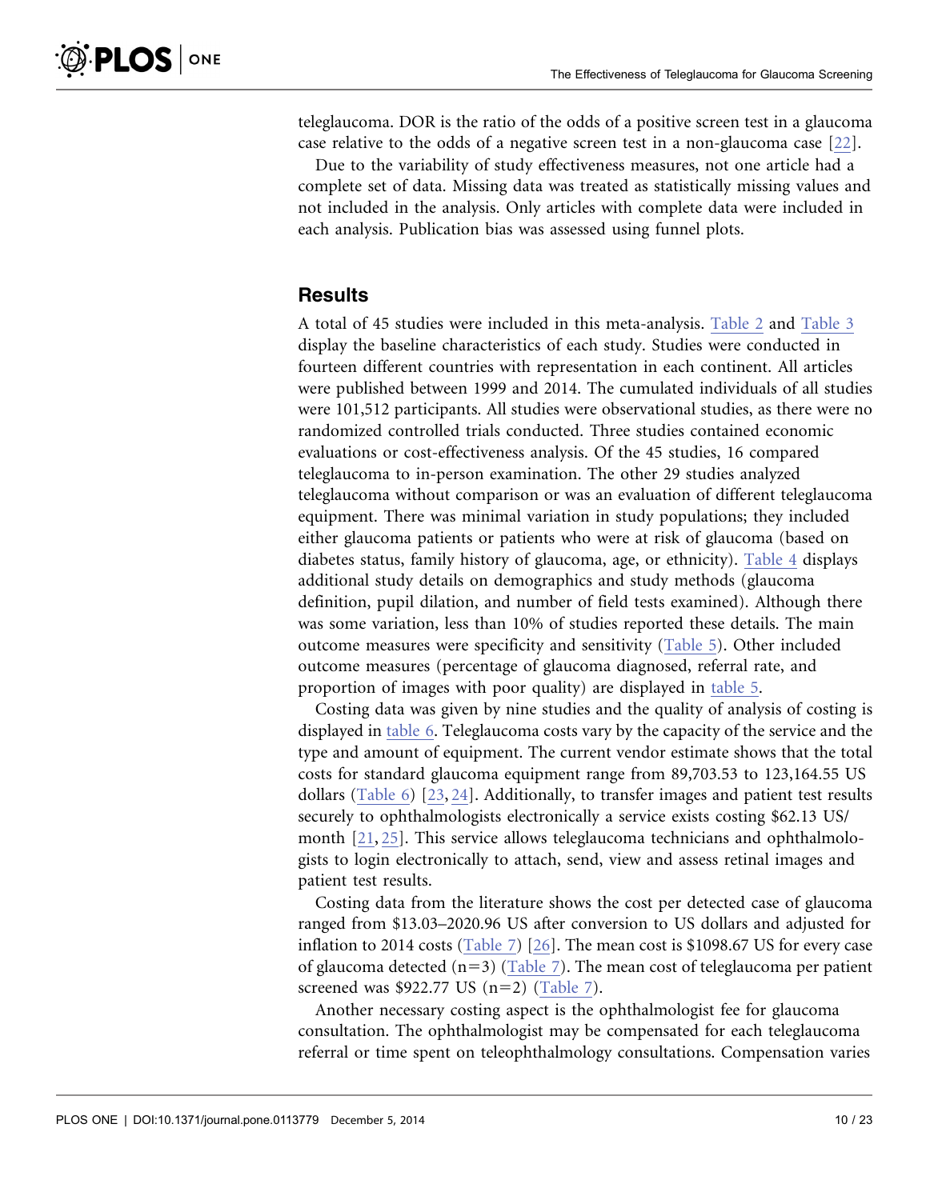teleglaucoma. DOR is the ratio of the odds of a positive screen test in a glaucoma case relative to the odds of a negative screen test in a non-glaucoma case [22].

Due to the variability of study effectiveness measures, not one article had a complete set of data. Missing data was treated as statistically missing values and not included in the analysis. Only articles with complete data were included in each analysis. Publication bias was assessed using funnel plots.

## Results

A total of 45 studies were included in this meta-analysis. Table 2 and Table 3 display the baseline characteristics of each study. Studies were conducted in fourteen different countries with representation in each continent. All articles were published between 1999 and 2014. The cumulated individuals of all studies were 101,512 participants. All studies were observational studies, as there were no randomized controlled trials conducted. Three studies contained economic evaluations or cost-effectiveness analysis. Of the 45 studies, 16 compared teleglaucoma to in-person examination. The other 29 studies analyzed teleglaucoma without comparison or was an evaluation of different teleglaucoma equipment. There was minimal variation in study populations; they included either glaucoma patients or patients who were at risk of glaucoma (based on diabetes status, family history of glaucoma, age, or ethnicity). Table 4 displays additional study details on demographics and study methods (glaucoma definition, pupil dilation, and number of field tests examined). Although there was some variation, less than 10% of studies reported these details. The main outcome measures were specificity and sensitivity (Table 5). Other included outcome measures (percentage of glaucoma diagnosed, referral rate, and proportion of images with poor quality) are displayed in table 5.

Costing data was given by nine studies and the quality of analysis of costing is displayed in table 6. Teleglaucoma costs vary by the capacity of the service and the type and amount of equipment. The current vendor estimate shows that the total costs for standard glaucoma equipment range from 89,703.53 to 123,164.55 US dollars (Table 6) [23, 24]. Additionally, to transfer images and patient test results securely to ophthalmologists electronically a service exists costing $62.13 US/month [21, 25]. This service allows teleglaucoma technicians and ophthalmologists to login electronically to attach, send, view and assess retinal images and patient test results.

Costing data from the literature shows the cost per detected case of glaucoma ranged from $13.03–2020.96 US after conversion to US dollars and adjusted for inflation to 2014 costs (Table 7) [26]. The mean cost is $1098.67 US for every case of glaucoma detected (n=3) (Table 7). The mean cost of teleglaucoma per patient screened was $922.77 US (n=2) (Table 7).

Another necessary costing aspect is the ophthalmologist fee for glaucoma consultation. The ophthalmologist may be compensated for each teleglaucoma referral or time spent on teleophthalmology consultations. Compensation varies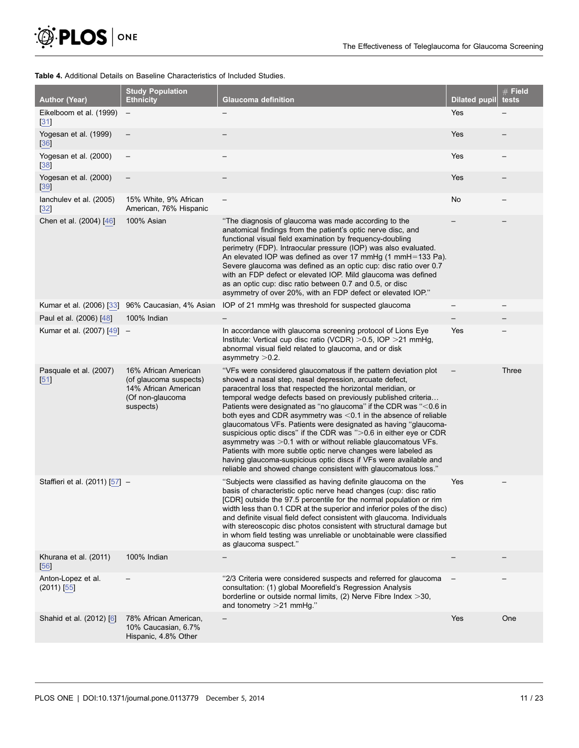**Table 4.** Additional Details on Baseline Characteristics of Included Studies.

| Author (Year) | Study Population Ethnicity | Glaucoma definition | Dilated pupil | # Field tests |
|---|---|---|---|---|
| Eikelboom et al. (1999) [31] | – | – | Yes | – |
| Yogesan et al. (1999) [36] | – | – | Yes | – |
| Yogesan et al. (2000) [38] | – | – | Yes | – |
| Yogesan et al. (2000) [39] | – | – | Yes | – |
| Ianchulev et al. (2005) [32] | 15% White, 9% African American, 76% Hispanic | – | No | – |
| Chen et al. (2004) [46] | 100% Asian | "The diagnosis of glaucoma was made according to the anatomical findings from the patient's optic nerve disc, and functional visual field examination by frequency-doubling perimetry (FDP). Intraocular pressure (IOP) was also evaluated. An elevated IOP was defined as over 17 mmHg (1 mmH=133 Pa). Severe glaucoma was defined as an optic cup: disc ratio over 0.7 with an FDP defect or elevated IOP. Mild glaucoma was defined as an optic cup: disc ratio between 0.7 and 0.5, or disc asymmetry of over 20%, with an FDP defect or elevated IOP." | – | – |
| Kumar et al. (2006) [33] | 96% Caucasian, 4% Asian | IOP of 21 mmHg was threshold for suspected glaucoma | – | – |
| Paul et al. (2006) [48] | 100% Indian | – | – | – |
| Kumar et al. (2007) [49] | – | In accordance with glaucoma screening protocol of Lions Eye Institute: Vertical cup disc ratio (VCDR) >0.5, IOP >21 mmHg, abnormal visual field related to glaucoma, and or disk asymmetry >0.2. | Yes | – |
| Pasquale et al. (2007) [51] | 16% African American (of glaucoma suspects) 14% African American (Of non-glaucoma suspects) | "VFs were considered glaucomatous if the pattern deviation plot showed a nasal step, nasal depression, arcuate defect, paracentral loss that respected the horizontal meridian, or temporal wedge defects based on previously published criteria… Patients were designated as "no glaucoma" if the CDR was "<0.6 in both eyes and CDR asymmetry was <0.1 in the absence of reliable glaucomatous VFs. Patients were designated as having "glaucoma-suspicious optic discs" if the CDR was ">0.6 in either eye or CDR asymmetry was >0.1 with or without reliable glaucomatous VFs. Patients with more subtle optic nerve changes were labeled as having glaucoma-suspicious optic discs if VFs were available and reliable and showed change consistent with glaucomatous loss." | – | Three |
| Staffieri et al. (2011) [57] | – | "Subjects were classified as having definite glaucoma on the basis of characteristic optic nerve head changes (cup: disc ratio [CDR] outside the 97.5 percentile for the normal population or rim width less than 0.1 CDR at the superior and inferior poles of the disc) and definite visual field defect consistent with glaucoma. Individuals with stereoscopic disc photos consistent with structural damage but in whom field testing was unreliable or unobtainable were classified as glaucoma suspect." | Yes | – |
| Khurana et al. (2011) [56] | 100% Indian | – | – | – |
| Anton-Lopez et al. (2011) [55] | – | "2/3 Criteria were considered suspects and referred for glaucoma consultation: (1) global Moorefield's Regression Analysis borderline or outside normal limits, (2) Nerve Fibre Index >30, and tonometry >21 mmHg." | – | – |
| Shahid et al. (2012) [6] | 78% African American, 10% Caucasian, 6.7% Hispanic, 4.8% Other | – | Yes | One |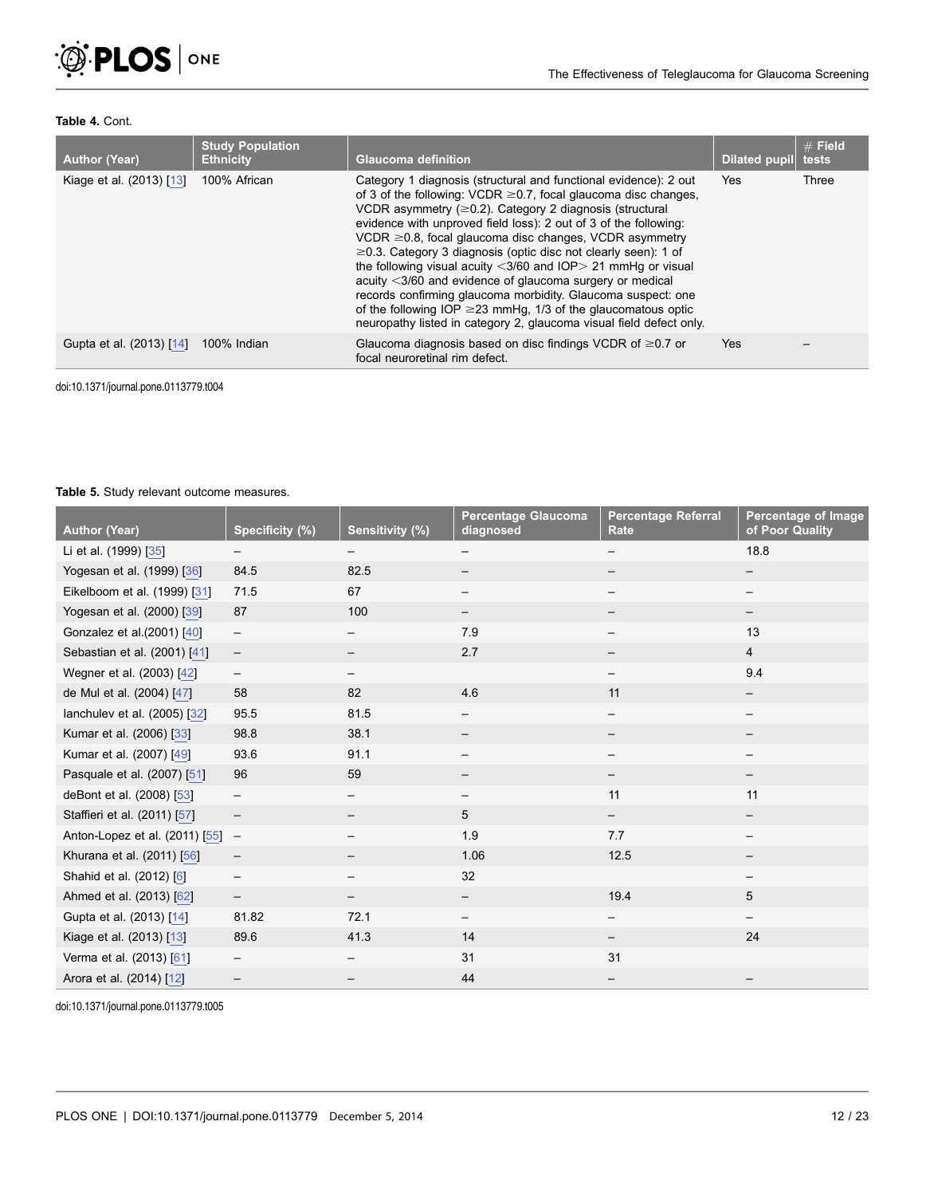**Table 4.** Cont.

| Author (Year) | Study Population Ethnicity | Glaucoma definition | Dilated pupil | # Field tests |
|---|---|---|---|---|
| Kiage et al. (2013) [13] | 100% African | Category 1 diagnosis (structural and functional evidence): 2 out of 3 of the following: VCDR ≥0.7, focal glaucoma disc changes, VCDR asymmetry (≥0.2). Category 2 diagnosis (structural evidence with unproved field loss): 2 out of 3 of the following: VCDR ≥0.8, focal glaucoma disc changes, VCDR asymmetry ≥0.3. Category 3 diagnosis (optic disc not clearly seen): 1 of the following visual acuity <3/60 and IOP> 21 mmHg or visual acuity <3/60 and evidence of glaucoma surgery or medical records confirming glaucoma morbidity. Glaucoma suspect: one of the following IOP ≥23 mmHg, 1/3 of the glaucomatous optic neuropathy listed in category 2, glaucoma visual field defect only. | Yes | Three |
| Gupta et al. (2013) [14] | 100% Indian | Glaucoma diagnosis based on disc findings VCDR of ≥0.7 or focal neuroretinal rim defect. | Yes | – |

doi:10.1371/journal.pone.0113779.t004

**Table 5.** Study relevant outcome measures.

| Author (Year) | Specificity (%) | Sensitivity (%) | Percentage Glaucoma diagnosed | Percentage Referral Rate | Percentage of Image of Poor Quality |
|---|---|---|---|---|---|
| Li et al. (1999) [35] | – | – | – | – | 18.8 |
| Yogesan et al. (1999) [36] | 84.5 | 82.5 | – | – | – |
| Eikelboom et al. (1999) [31] | 71.5 | 67 | – | – | – |
| Yogesan et al. (2000) [39] | 87 | 100 | – | – | – |
| Gonzalez et al.(2001) [40] | – | – | 7.9 | – | 13 |
| Sebastian et al. (2001) [41] | – | – | 2.7 | – | 4 |
| Wegner et al. (2003) [42] | – | – | | – | 9.4 |
| de Mul et al. (2004) [47] | 58 | 82 | 4.6 | 11 | – |
| Ianchulev et al. (2005) [32] | 95.5 | 81.5 | – | – | – |
| Kumar et al. (2006) [33] | 98.8 | 38.1 | – | – | – |
| Kumar et al. (2007) [49] | 93.6 | 91.1 | – | – | – |
| Pasquale et al. (2007) [51] | 96 | 59 | – | – | – |
| deBont et al. (2008) [53] | – | – | – | 11 | 11 |
| Staffieri et al. (2011) [57] | – | – | 5 | – | – |
| Anton-Lopez et al. (2011) [55] | – | – | 1.9 | 7.7 | – |
| Khurana et al. (2011) [56] | – | – | 1.06 | 12.5 | – |
| Shahid et al. (2012) [6] | – | – | 32 | | – |
| Ahmed et al. (2013) [62] | – | – | – | 19.4 | 5 |
| Gupta et al. (2013) [14] | 81.82 | 72.1 | – | – | – |
| Kiage et al. (2013) [13] | 89.6 | 41.3 | 14 | – | 24 |
| Verma et al. (2013) [61] | – | – | 31 | 31 | – |
| Arora et al. (2014) [12] | – | – | 44 | – | – |

doi:10.1371/journal.pone.0113779.t005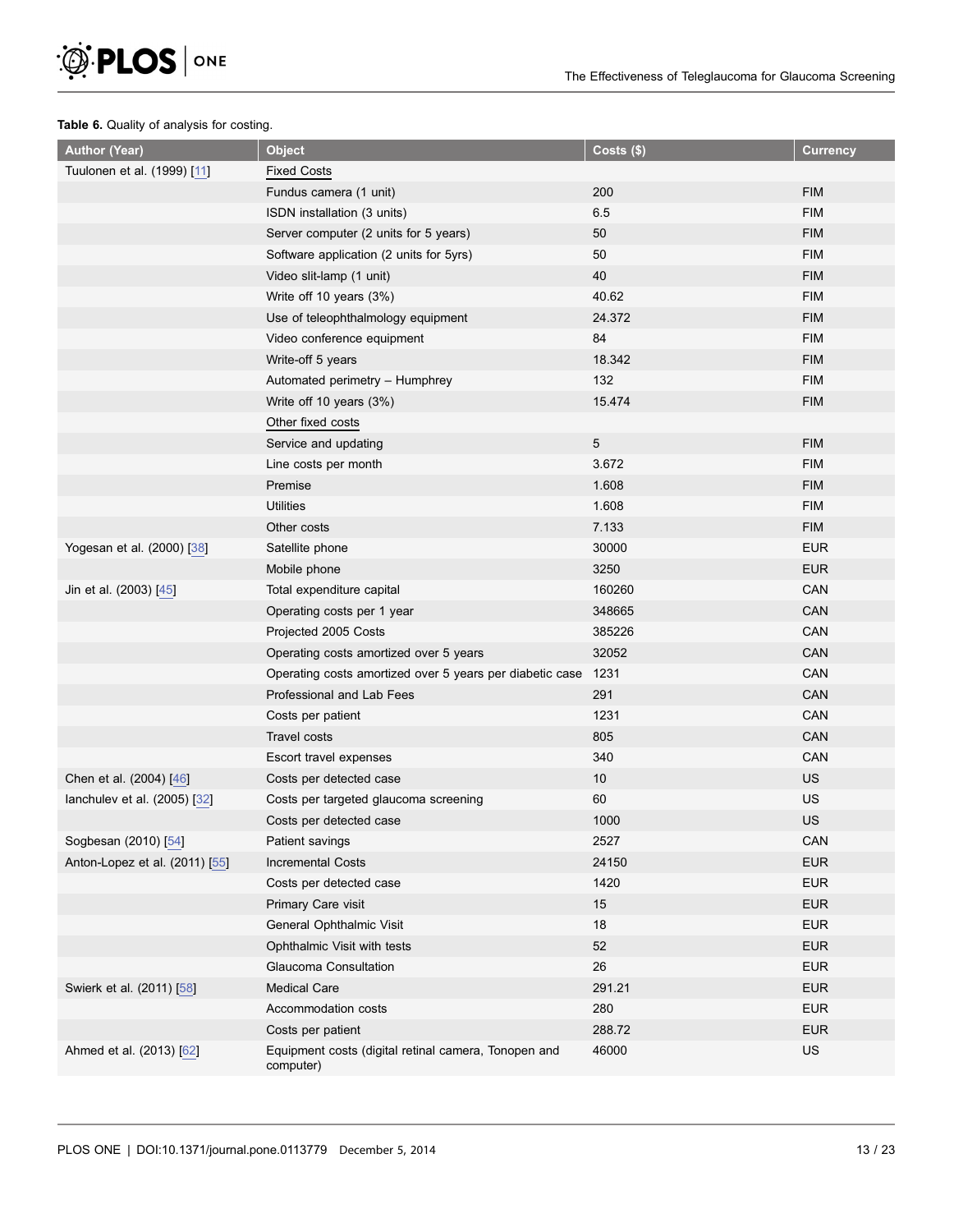**Table 6.** Quality of analysis for costing.

| Author (Year) | Object | Costs ($) | Currency |
|---|---|---|---|
| Tuulonen et al. (1999) [11] | Fixed Costs | | |
| | Fundus camera (1 unit) | 200 | FIM |
| | ISDN installation (3 units) | 6.5 | FIM |
| | Server computer (2 units for 5 years) | 50 | FIM |
| | Software application (2 units for 5yrs) | 50 | FIM |
| | Video slit-lamp (1 unit) | 40 | FIM |
| | Write off 10 years (3%) | 40.62 | FIM |
| | Use of teleophthalmology equipment | 24.372 | FIM |
| | Video conference equipment | 84 | FIM |
| | Write-off 5 years | 18.342 | FIM |
| | Automated perimetry – Humphrey | 132 | FIM |
| | Write off 10 years (3%) | 15.474 | FIM |
| | Other fixed costs | | |
| | Service and updating | 5 | FIM |
| | Line costs per month | 3.672 | FIM |
| | Premise | 1.608 | FIM |
| | Utilities | 1.608 | FIM |
| | Other costs | 7.133 | FIM |
| Yogesan et al. (2000) [38] | Satellite phone | 30000 | EUR |
| | Mobile phone | 3250 | EUR |
| Jin et al. (2003) [45] | Total expenditure capital | 160260 | CAN |
| | Operating costs per 1 year | 348665 | CAN |
| | Projected 2005 Costs | 385226 | CAN |
| | Operating costs amortized over 5 years | 32052 | CAN |
| | Operating costs amortized over 5 years per diabetic case | 1231 | CAN |
| | Professional and Lab Fees | 291 | CAN |
| | Costs per patient | 1231 | CAN |
| | Travel costs | 805 | CAN |
| | Escort travel expenses | 340 | CAN |
| Chen et al. (2004) [46] | Costs per detected case | 10 | US |
| Ianchulev et al. (2005) [32] | Costs per targeted glaucoma screening | 60 | US |
| | Costs per detected case | 1000 | US |
| Sogbesan (2010) [54] | Patient savings | 2527 | CAN |
| Anton-Lopez et al. (2011) [55] | Incremental Costs | 24150 | EUR |
| | Costs per detected case | 1420 | EUR |
| | Primary Care visit | 15 | EUR |
| | General Ophthalmic Visit | 18 | EUR |
| | Ophthalmic Visit with tests | 52 | EUR |
| | Glaucoma Consultation | 26 | EUR |
| Swierk et al. (2011) [58] | Medical Care | 291.21 | EUR |
| | Accommodation costs | 280 | EUR |
| | Costs per patient | 288.72 | EUR |
| Ahmed et al. (2013) [62] | Equipment costs (digital retinal camera, Tonopen and computer) | 46000 | US |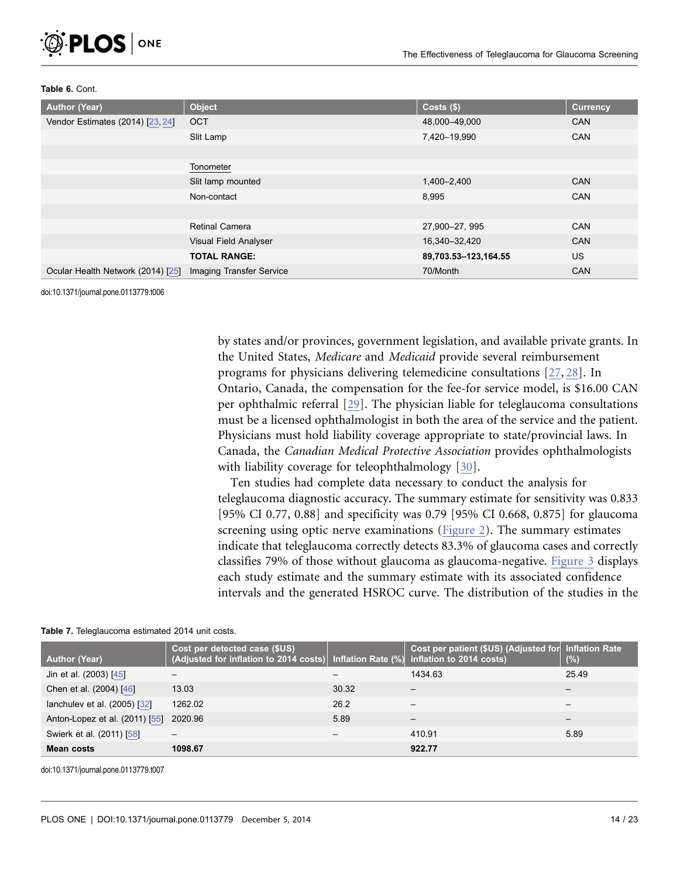Table 6. Cont.

| Author (Year) | Object | Costs ($) | Currency |
|---|---|---|---|
| Vendor Estimates (2014) [23, 24] | OCT | 48,000–49,000 | CAN |
| | Slit Lamp | 7,420–19,990 | CAN |
| | | | |
| | Tonometer | | |
| | Slit lamp mounted | 1,400–2,400 | CAN |
| | Non-contact | 8,995 | CAN |
| | | | |
| | Retinal Camera | 27,900–27, 995 | CAN |
| | Visual Field Analyser | 16,340–32,420 | CAN |
| | **TOTAL RANGE:** | **89,703.53–123,164.55** | US |
| Ocular Health Network (2014) [25] | Imaging Transfer Service | 70/Month | CAN |

doi:10.1371/journal.pone.0113779.t006

by states and/or provinces, government legislation, and available private grants. In the United States, *Medicare* and *Medicaid* provide several reimbursement programs for physicians delivering telemedicine consultations [27, 28]. In Ontario, Canada, the compensation for the fee-for service model, is $16.00 CAN per ophthalmic referral [29]. The physician liable for teleglaucoma consultations must be a licensed ophthalmologist in both the area of the service and the patient. Physicians must hold liability coverage appropriate to state/provincial laws. In Canada, the *Canadian Medical Protective Association* provides ophthalmologists with liability coverage for teleophthalmology [30].

Ten studies had complete data necessary to conduct the analysis for teleglaucoma diagnostic accuracy. The summary estimate for sensitivity was 0.833 [95% CI 0.77, 0.88] and specificity was 0.79 [95% CI 0.668, 0.875] for glaucoma screening using optic nerve examinations (Figure 2). The summary estimates indicate that teleglaucoma correctly detects 83.3% of glaucoma cases and correctly classifies 79% of those without glaucoma as glaucoma-negative. Figure 3 displays each study estimate and the summary estimate with its associated confidence intervals and the generated HSROC curve. The distribution of the studies in the

Table 7. Teleglaucoma estimated 2014 unit costs.

| Author (Year) | Cost per detected case ($US) (Adjusted for inflation to 2014 costs) | Inflation Rate (%) | Cost per patient ($US) (Adjusted for inflation to 2014 costs) | Inflation Rate (%) |
|---|---|---|---|---|
| Jin et al. (2003) [45] | – | – | 1434.63 | 25.49 |
| Chen et al. (2004) [46] | 13.03 | 30.32 | – | – |
| Ianchulev et al. (2005) [32] | 1262.02 | 26.2 | – | – |
| Anton-Lopez et al. (2011) [55] | 2020.96 | 5.89 | – | – |
| Swierk et al. (2011) [58] | – | – | 410.91 | 5.89 |
| **Mean costs** | **1098.67** | | **922.77** | |

doi:10.1371/journal.pone.0113779.t007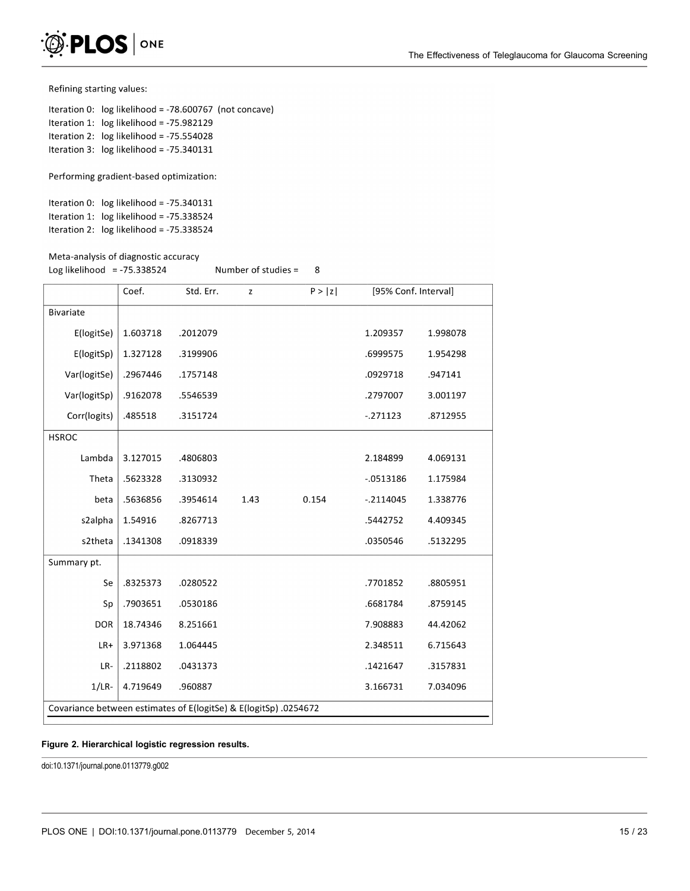Refining starting values:

```
Iteration 0:   log likelihood = -78.600767  (not concave)
Iteration 1:   log likelihood = -75.982129
Iteration 2:   log likelihood = -75.554028
Iteration 3:   log likelihood = -75.340131
```

Performing gradient-based optimization:

```
Iteration 0:   log likelihood = -75.340131
Iteration 1:   log likelihood = -75.338524
Iteration 2:   log likelihood = -75.338524
```

Meta-analysis of diagnostic accuracy

Log likelihood = -75.338524 Number of studies = 8

| | Coef. | Std. Err. | z | P > \|z\| | [95% Conf. Interval] | |
|---|---|---|---|---|---|---|
| Bivariate | | | | | | |
| E(logitSe) | 1.603718 | .2012079 | | | 1.209357 | 1.998078 |
| E(logitSp) | 1.327128 | .3199906 | | | .6999575 | 1.954298 |
| Var(logitSe) | .2967446 | .1757148 | | | .0929718 | .947141 |
| Var(logitSp) | .9162078 | .5546539 | | | .2797007 | 3.001197 |
| Corr(logits) | .485518 | .3151724 | | | -.271123 | .8712955 |
| HSROC | | | | | | |
| Lambda | 3.127015 | .4806803 | | | 2.184899 | 4.069131 |
| Theta | .5623328 | .3130932 | | | -.0513186 | 1.175984 |
| beta | .5636856 | .3954614 | 1.43 | 0.154 | -.2114045 | 1.338776 |
| s2alpha | 1.54916 | .8267713 | | | .5442752 | 4.409345 |
| s2theta | .1341308 | .0918339 | | | .0350546 | .5132295 |
| Summary pt. | | | | | | |
| Se | .8325373 | .0280522 | | | .7701852 | .8805951 |
| Sp | .7903651 | .0530186 | | | .6681784 | .8759145 |
| DOR | 18.74346 | 8.251661 | | | 7.908883 | 44.42062 |
| LR+ | 3.971368 | 1.064445 | | | 2.348511 | 6.715643 |
| LR- | .2118802 | .0431373 | | | .1421647 | .3157831 |
| 1/LR- | 4.719649 | .960887 | | | 3.166731 | 7.034096 |

Covariance between estimates of E(logitSe) & E(logitSp) .0254672

**Figure 2. Hierarchical logistic regression results.**

doi:10.1371/journal.pone.0113779.g002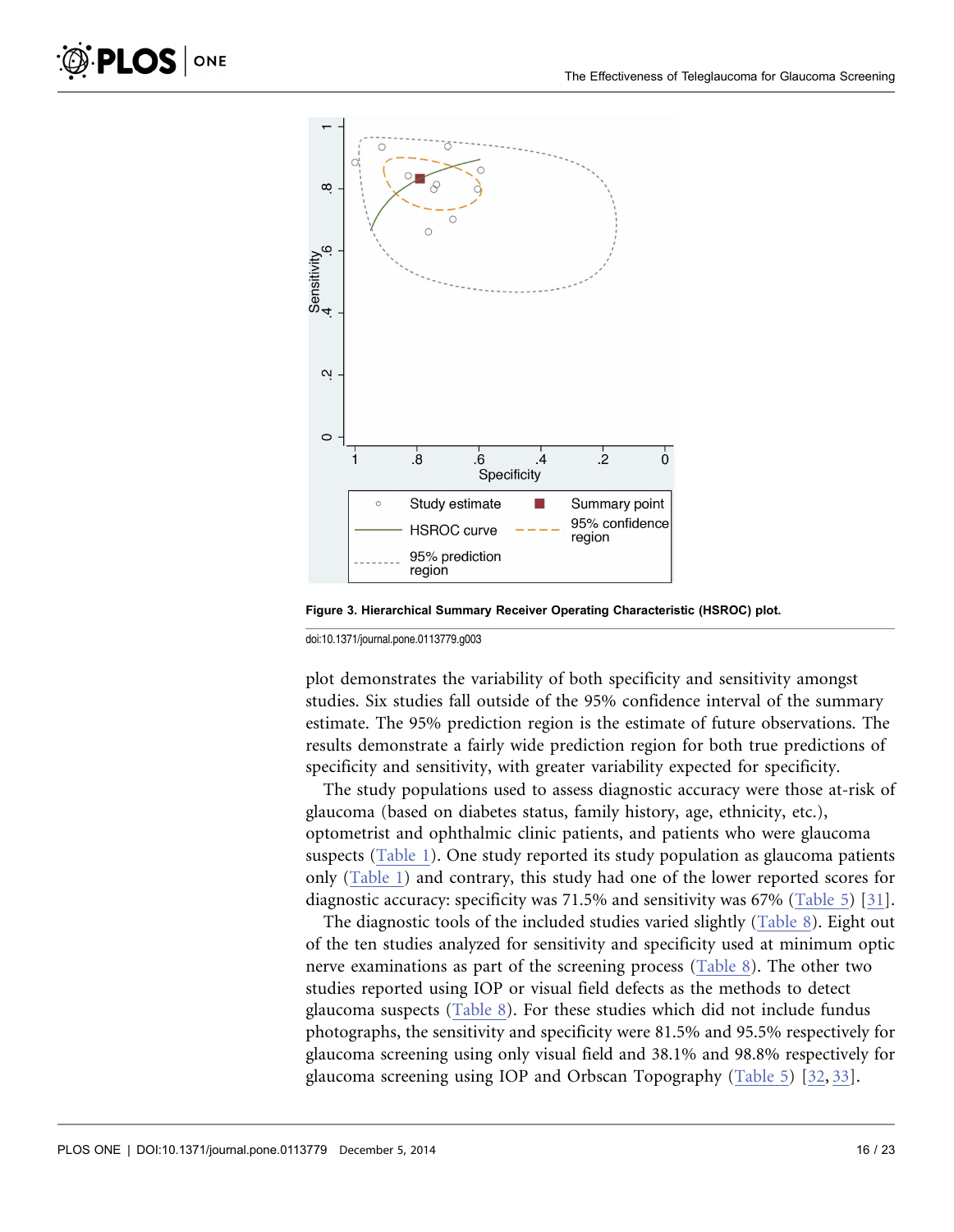**Figure 3. Hierarchical Summary Receiver Operating Characteristic (HSROC) plot.**

doi:10.1371/journal.pone.0113779.g003

plot demonstrates the variability of both specificity and sensitivity amongst studies. Six studies fall outside of the 95% confidence interval of the summary estimate. The 95% prediction region is the estimate of future observations. The results demonstrate a fairly wide prediction region for both true predictions of specificity and sensitivity, with greater variability expected for specificity.

The study populations used to assess diagnostic accuracy were those at-risk of glaucoma (based on diabetes status, family history, age, ethnicity, etc.), optometrist and ophthalmic clinic patients, and patients who were glaucoma suspects (Table 1). One study reported its study population as glaucoma patients only (Table 1) and contrary, this study had one of the lower reported scores for diagnostic accuracy: specificity was 71.5% and sensitivity was 67% (Table 5) [31].

The diagnostic tools of the included studies varied slightly (Table 8). Eight out of the ten studies analyzed for sensitivity and specificity used at minimum optic nerve examinations as part of the screening process (Table 8). The other two studies reported using IOP or visual field defects as the methods to detect glaucoma suspects (Table 8). For these studies which did not include fundus photographs, the sensitivity and specificity were 81.5% and 95.5% respectively for glaucoma screening using only visual field and 38.1% and 98.8% respectively for glaucoma screening using IOP and Orbscan Topography (Table 5) [32, 33].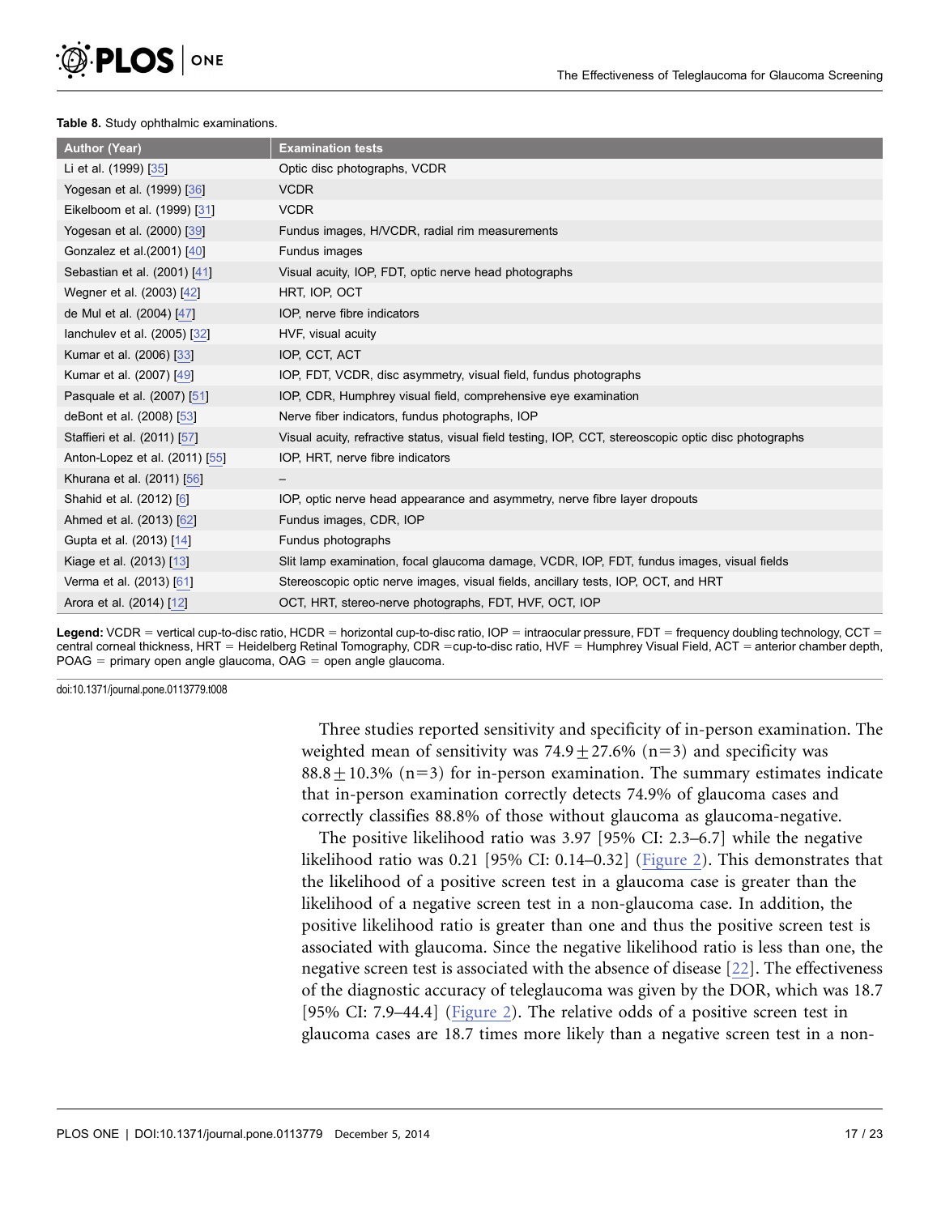**Table 8.** Study ophthalmic examinations.

| Author (Year) | Examination tests |
|---|---|
| Li et al. (1999) [35] | Optic disc photographs, VCDR |
| Yogesan et al. (1999) [36] | VCDR |
| Eikelboom et al. (1999) [31] | VCDR |
| Yogesan et al. (2000) [39] | Fundus images, H/VCDR, radial rim measurements |
| Gonzalez et al.(2001) [40] | Fundus images |
| Sebastian et al. (2001) [41] | Visual acuity, IOP, FDT, optic nerve head photographs |
| Wegner et al. (2003) [42] | HRT, IOP, OCT |
| de Mul et al. (2004) [47] | IOP, nerve fibre indicators |
| Ianchulev et al. (2005) [32] | HVF, visual acuity |
| Kumar et al. (2006) [33] | IOP, CCT, ACT |
| Kumar et al. (2007) [49] | IOP, FDT, VCDR, disc asymmetry, visual field, fundus photographs |
| Pasquale et al. (2007) [51] | IOP, CDR, Humphrey visual field, comprehensive eye examination |
| deBont et al. (2008) [53] | Nerve fiber indicators, fundus photographs, IOP |
| Staffieri et al. (2011) [57] | Visual acuity, refractive status, visual field testing, IOP, CCT, stereoscopic optic disc photographs |
| Anton-Lopez et al. (2011) [55] | IOP, HRT, nerve fibre indicators |
| Khurana et al. (2011) [56] | – |
| Shahid et al. (2012) [6] | IOP, optic nerve head appearance and asymmetry, nerve fibre layer dropouts |
| Ahmed et al. (2013) [62] | Fundus images, CDR, IOP |
| Gupta et al. (2013) [14] | Fundus photographs |
| Kiage et al. (2013) [13] | Slit lamp examination, focal glaucoma damage, VCDR, IOP, FDT, fundus images, visual fields |
| Verma et al. (2013) [61] | Stereoscopic optic nerve images, visual fields, ancillary tests, IOP, OCT, and HRT |
| Arora et al. (2014) [12] | OCT, HRT, stereo-nerve photographs, FDT, HVF, OCT, IOP |

**Legend:** VCDR = vertical cup-to-disc ratio, HCDR = horizontal cup-to-disc ratio, IOP = intraocular pressure, FDT = frequency doubling technology, CCT = central corneal thickness, HRT = Heidelberg Retinal Tomography, CDR = cup-to-disc ratio, HVF = Humphrey Visual Field, ACT = anterior chamber depth, POAG = primary open angle glaucoma, OAG = open angle glaucoma.

doi:10.1371/journal.pone.0113779.t008

Three studies reported sensitivity and specificity of in-person examination. The weighted mean of sensitivity was $74.9 \pm 27.6\%$ (n=3) and specificity was $88.8 \pm 10.3\%$ (n=3) for in-person examination. The summary estimates indicate that in-person examination correctly detects 74.9% of glaucoma cases and correctly classifies 88.8% of those without glaucoma as glaucoma-negative.

The positive likelihood ratio was 3.97 [95% CI: 2.3–6.7] while the negative likelihood ratio was 0.21 [95% CI: 0.14–0.32] (Figure 2). This demonstrates that the likelihood of a positive screen test in a glaucoma case is greater than the likelihood of a negative screen test in a non-glaucoma case. In addition, the positive likelihood ratio is greater than one and thus the positive screen test is associated with glaucoma. Since the negative likelihood ratio is less than one, the negative screen test is associated with the absence of disease [22]. The effectiveness of the diagnostic accuracy of teleglaucoma was given by the DOR, which was 18.7 [95% CI: 7.9–44.4] (Figure 2). The relative odds of a positive screen test in glaucoma cases are 18.7 times more likely than a negative screen test in a non-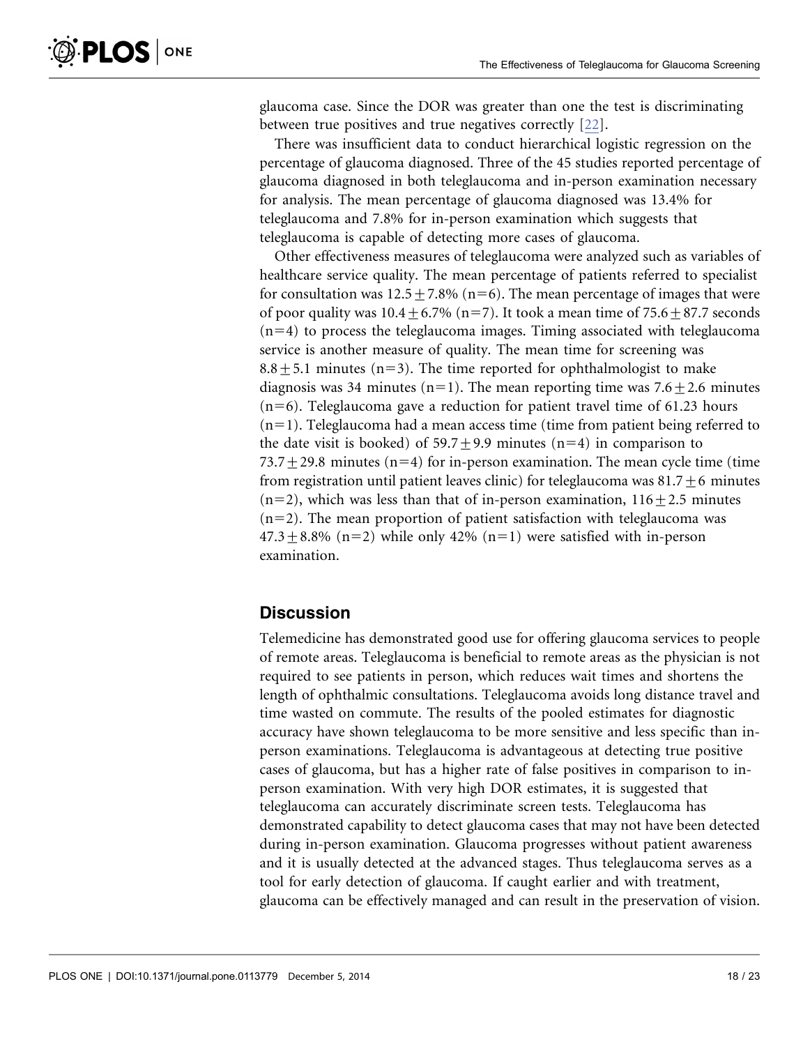glaucoma case. Since the DOR was greater than one the test is discriminating between true positives and true negatives correctly [22].

There was insufficient data to conduct hierarchical logistic regression on the percentage of glaucoma diagnosed. Three of the 45 studies reported percentage of glaucoma diagnosed in both teleglaucoma and in-person examination necessary for analysis. The mean percentage of glaucoma diagnosed was 13.4% for teleglaucoma and 7.8% for in-person examination which suggests that teleglaucoma is capable of detecting more cases of glaucoma.

Other effectiveness measures of teleglaucoma were analyzed such as variables of healthcare service quality. The mean percentage of patients referred to specialist for consultation was $12.5 \pm 7.8\%$ ($n=6$). The mean percentage of images that were of poor quality was $10.4 \pm 6.7\%$ ($n=7$). It took a mean time of $75.6 \pm 87.7$ seconds ($n=4$) to process the teleglaucoma images. Timing associated with teleglaucoma service is another measure of quality. The mean time for screening was $8.8 \pm 5.1$ minutes ($n=3$). The time reported for ophthalmologist to make diagnosis was 34 minutes ($n=1$). The mean reporting time was $7.6 \pm 2.6$ minutes ($n=6$). Teleglaucoma gave a reduction for patient travel time of 61.23 hours ($n=1$). Teleglaucoma had a mean access time (time from patient being referred to the date visit is booked) of $59.7 \pm 9.9$ minutes ($n=4$) in comparison to $73.7 \pm 29.8$ minutes ($n=4$) for in-person examination. The mean cycle time (time from registration until patient leaves clinic) for teleglaucoma was $81.7 \pm 6$ minutes ($n=2$), which was less than that of in-person examination, $116 \pm 2.5$ minutes ($n=2$). The mean proportion of patient satisfaction with teleglaucoma was $47.3 \pm 8.8\%$ ($n=2$) while only 42% ($n=1$) were satisfied with in-person examination.

## Discussion

Telemedicine has demonstrated good use for offering glaucoma services to people of remote areas. Teleglaucoma is beneficial to remote areas as the physician is not required to see patients in person, which reduces wait times and shortens the length of ophthalmic consultations. Teleglaucoma avoids long distance travel and time wasted on commute. The results of the pooled estimates for diagnostic accuracy have shown teleglaucoma to be more sensitive and less specific than in-person examinations. Teleglaucoma is advantageous at detecting true positive cases of glaucoma, but has a higher rate of false positives in comparison to in-person examination. With very high DOR estimates, it is suggested that teleglaucoma can accurately discriminate screen tests. Teleglaucoma has demonstrated capability to detect glaucoma cases that may not have been detected during in-person examination. Glaucoma progresses without patient awareness and it is usually detected at the advanced stages. Thus teleglaucoma serves as a tool for early detection of glaucoma. If caught earlier and with treatment, glaucoma can be effectively managed and can result in the preservation of vision.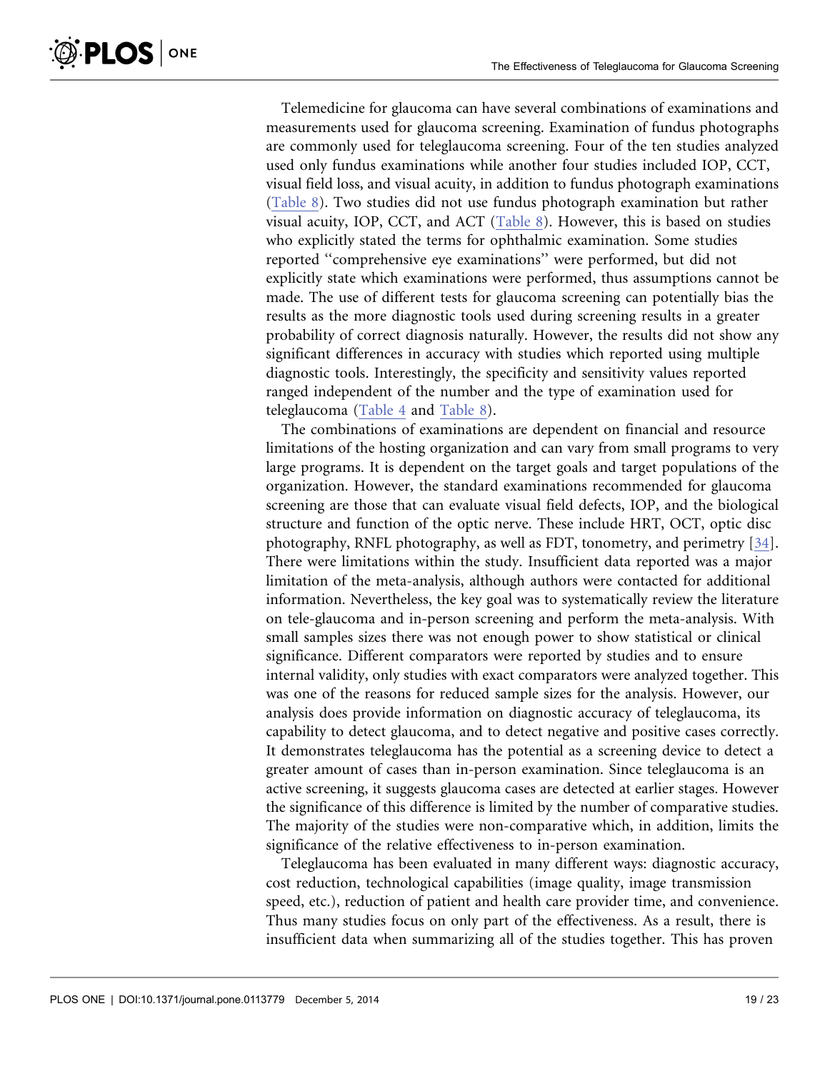Telemedicine for glaucoma can have several combinations of examinations and measurements used for glaucoma screening. Examination of fundus photographs are commonly used for teleglaucoma screening. Four of the ten studies analyzed used only fundus examinations while another four studies included IOP, CCT, visual field loss, and visual acuity, in addition to fundus photograph examinations (Table 8). Two studies did not use fundus photograph examination but rather visual acuity, IOP, CCT, and ACT (Table 8). However, this is based on studies who explicitly stated the terms for ophthalmic examination. Some studies reported ''comprehensive eye examinations'' were performed, but did not explicitly state which examinations were performed, thus assumptions cannot be made. The use of different tests for glaucoma screening can potentially bias the results as the more diagnostic tools used during screening results in a greater probability of correct diagnosis naturally. However, the results did not show any significant differences in accuracy with studies which reported using multiple diagnostic tools. Interestingly, the specificity and sensitivity values reported ranged independent of the number and the type of examination used for teleglaucoma (Table 4 and Table 8).

The combinations of examinations are dependent on financial and resource limitations of the hosting organization and can vary from small programs to very large programs. It is dependent on the target goals and target populations of the organization. However, the standard examinations recommended for glaucoma screening are those that can evaluate visual field defects, IOP, and the biological structure and function of the optic nerve. These include HRT, OCT, optic disc photography, RNFL photography, as well as FDT, tonometry, and perimetry [34]. There were limitations within the study. Insufficient data reported was a major limitation of the meta-analysis, although authors were contacted for additional information. Nevertheless, the key goal was to systematically review the literature on tele-glaucoma and in-person screening and perform the meta-analysis. With small samples sizes there was not enough power to show statistical or clinical significance. Different comparators were reported by studies and to ensure internal validity, only studies with exact comparators were analyzed together. This was one of the reasons for reduced sample sizes for the analysis. However, our analysis does provide information on diagnostic accuracy of teleglaucoma, its capability to detect glaucoma, and to detect negative and positive cases correctly. It demonstrates teleglaucoma has the potential as a screening device to detect a greater amount of cases than in-person examination. Since teleglaucoma is an active screening, it suggests glaucoma cases are detected at earlier stages. However the significance of this difference is limited by the number of comparative studies. The majority of the studies were non-comparative which, in addition, limits the significance of the relative effectiveness to in-person examination.

Teleglaucoma has been evaluated in many different ways: diagnostic accuracy, cost reduction, technological capabilities (image quality, image transmission speed, etc.), reduction of patient and health care provider time, and convenience. Thus many studies focus on only part of the effectiveness. As a result, there is insufficient data when summarizing all of the studies together. This has proven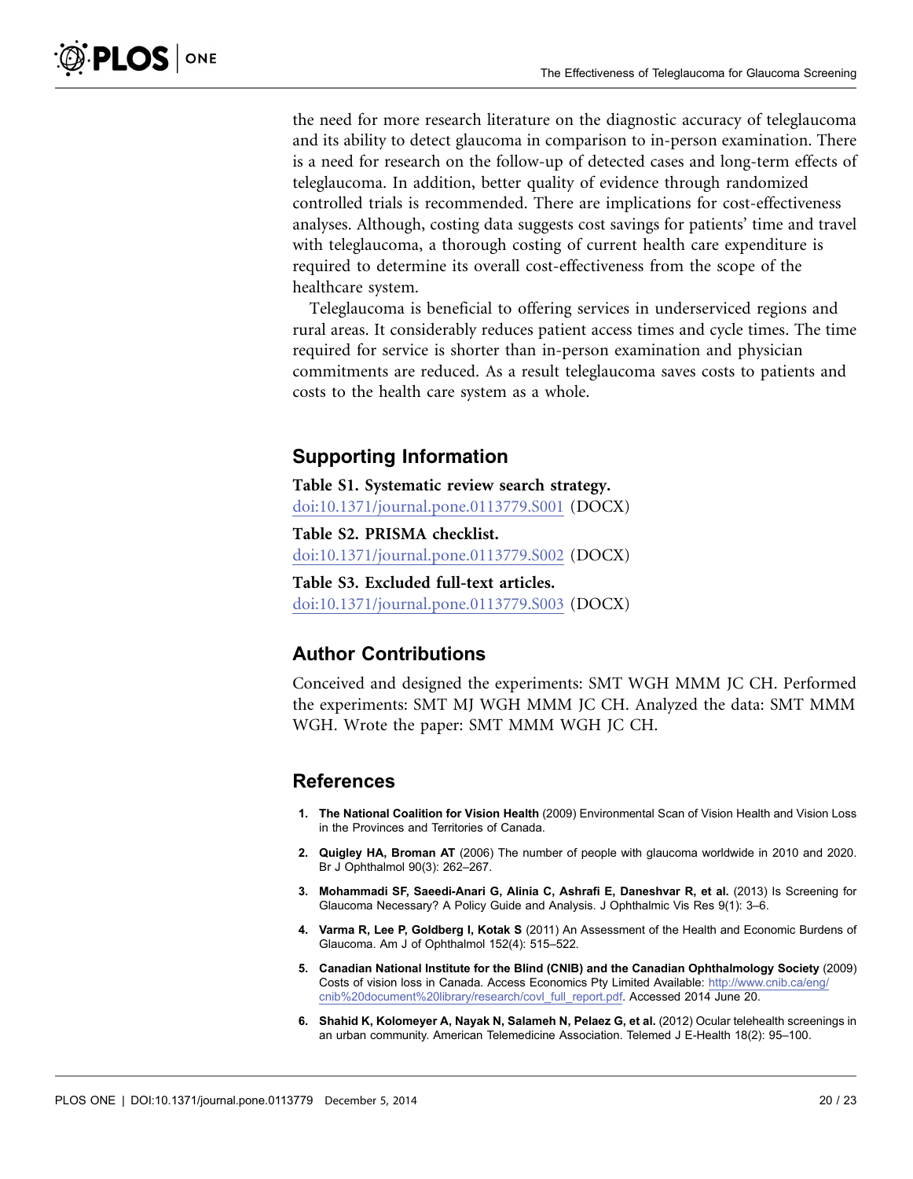the need for more research literature on the diagnostic accuracy of teleglaucoma and its ability to detect glaucoma in comparison to in-person examination. There is a need for research on the follow-up of detected cases and long-term effects of teleglaucoma. In addition, better quality of evidence through randomized controlled trials is recommended. There are implications for cost-effectiveness analyses. Although, costing data suggests cost savings for patients' time and travel with teleglaucoma, a thorough costing of current health care expenditure is required to determine its overall cost-effectiveness from the scope of the healthcare system.

Teleglaucoma is beneficial to offering services in underserviced regions and rural areas. It considerably reduces patient access times and cycle times. The time required for service is shorter than in-person examination and physician commitments are reduced. As a result teleglaucoma saves costs to patients and costs to the health care system as a whole.

## Supporting Information

**Table S1. Systematic review search strategy.**
doi:10.1371/journal.pone.0113779.S001 (DOCX)

**Table S2. PRISMA checklist.**
doi:10.1371/journal.pone.0113779.S002 (DOCX)

**Table S3. Excluded full-text articles.**
doi:10.1371/journal.pone.0113779.S003 (DOCX)

## Author Contributions

Conceived and designed the experiments: SMT WGH MMM JC CH. Performed the experiments: SMT MJ WGH MMM JC CH. Analyzed the data: SMT MMM WGH. Wrote the paper: SMT MMM WGH JC CH.

## References

1. **The National Coalition for Vision Health** (2009) Environmental Scan of Vision Health and Vision Loss in the Provinces and Territories of Canada.
2. **Quigley HA, Broman AT** (2006) The number of people with glaucoma worldwide in 2010 and 2020. Br J Ophthalmol 90(3): 262–267.
3. **Mohammadi SF, Saeedi-Anari G, Alinia C, Ashrafi E, Daneshvar R, et al.** (2013) Is Screening for Glaucoma Necessary? A Policy Guide and Analysis. J Ophthalmic Vis Res 9(1): 3–6.
4. **Varma R, Lee P, Goldberg I, Kotak S** (2011) An Assessment of the Health and Economic Burdens of Glaucoma. Am J of Ophthalmol 152(4): 515–522.
5. **Canadian National Institute for the Blind (CNIB) and the Canadian Ophthalmology Society** (2009) Costs of vision loss in Canada. Access Economics Pty Limited Available: http://www.cnib.ca/eng/cnib%20document%20library/research/covl_full_report.pdf. Accessed 2014 June 20.
6. **Shahid K, Kolomeyer A, Nayak N, Salameh N, Pelaez G, et al.** (2012) Ocular telehealth screenings in an urban community. American Telemedicine Association. Telemed J E-Health 18(2): 95–100.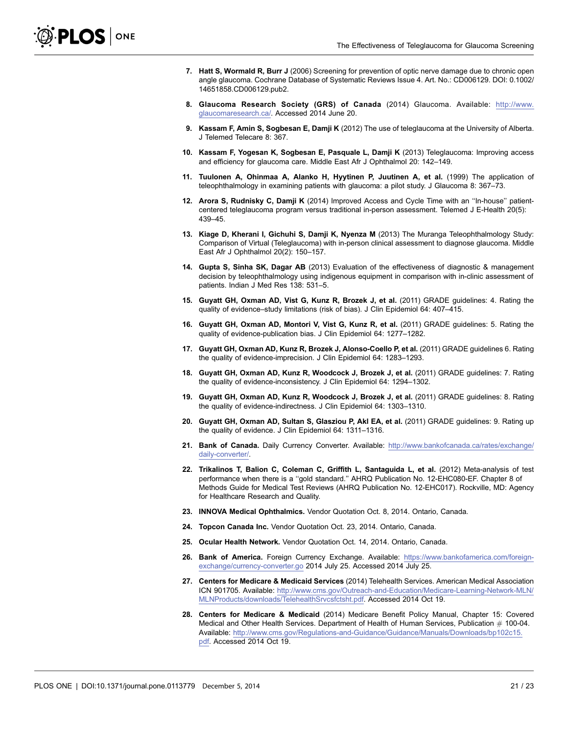7. **Hatt S, Wormald R, Burr J** (2006) Screening for prevention of optic nerve damage due to chronic open angle glaucoma. Cochrane Database of Systematic Reviews Issue 4. Art. No.: CD006129. DOI: 0.1002/14651858.CD006129.pub2.

8. **Glaucoma Research Society (GRS) of Canada** (2014) Glaucoma. Available: http://www.glaucomaresearch.ca/. Accessed 2014 June 20.

9. **Kassam F, Amin S, Sogbesan E, Damji K** (2012) The use of teleglaucoma at the University of Alberta. J Telemed Telecare 8: 367.

10. **Kassam F, Yogesan K, Sogbesan E, Pasquale L, Damji K** (2013) Teleglaucoma: Improving access and efficiency for glaucoma care. Middle East Afr J Ophthalmol 20: 142–149.

11. **Tuulonen A, Ohinmaa A, Alanko H, Hyytinen P, Juutinen A, et al.** (1999) The application of teleophthalmology in examining patients with glaucoma: a pilot study. J Glaucoma 8: 367–73.

12. **Arora S, Rudnisky C, Damji K** (2014) Improved Access and Cycle Time with an ''In-house'' patient-centered teleglaucoma program versus traditional in-person assessment. Telemed J E-Health 20(5): 439–45.

13. **Kiage D, Kherani I, Gichuhi S, Damji K, Nyenza M** (2013) The Muranga Teleophthalmology Study: Comparison of Virtual (Teleglaucoma) with in-person clinical assessment to diagnose glaucoma. Middle East Afr J Ophthalmol 20(2): 150–157.

14. **Gupta S, Sinha SK, Dagar AB** (2013) Evaluation of the effectiveness of diagnostic & management decision by teleophthalmology using indigenous equipment in comparison with in-clinic assessment of patients. Indian J Med Res 138: 531–5.

15. **Guyatt GH, Oxman AD, Vist G, Kunz R, Brozek J, et al.** (2011) GRADE guidelines: 4. Rating the quality of evidence–study limitations (risk of bias). J Clin Epidemiol 64: 407–415.

16. **Guyatt GH, Oxman AD, Montori V, Vist G, Kunz R, et al.** (2011) GRADE guidelines: 5. Rating the quality of evidence-publication bias. J Clin Epidemiol 64: 1277–1282.

17. **Guyatt GH, Oxman AD, Kunz R, Brozek J, Alonso-Coello P, et al.** (2011) GRADE guidelines 6. Rating the quality of evidence-imprecision. J Clin Epidemiol 64: 1283–1293.

18. **Guyatt GH, Oxman AD, Kunz R, Woodcock J, Brozek J, et al.** (2011) GRADE guidelines: 7. Rating the quality of evidence-inconsistency. J Clin Epidemiol 64: 1294–1302.

19. **Guyatt GH, Oxman AD, Kunz R, Woodcock J, Brozek J, et al.** (2011) GRADE guidelines: 8. Rating the quality of evidence-indirectness. J Clin Epidemiol 64: 1303–1310.

20. **Guyatt GH, Oxman AD, Sultan S, Glasziou P, Akl EA, et al.** (2011) GRADE guidelines: 9. Rating up the quality of evidence. J Clin Epidemiol 64: 1311–1316.

21. **Bank of Canada.** Daily Currency Converter. Available: http://www.bankofcanada.ca/rates/exchange/daily-converter/.

22. **Trikalinos T, Balion C, Coleman C, Griffith L, Santaguida L, et al.** (2012) Meta-analysis of test performance when there is a ''gold standard.'' AHRQ Publication No. 12-EHC080-EF. Chapter 8 of Methods Guide for Medical Test Reviews (AHRQ Publication No. 12-EHC017). Rockville, MD: Agency for Healthcare Research and Quality.

23. **INNOVA Medical Ophthalmics.** Vendor Quotation Oct. 8, 2014. Ontario, Canada.

24. **Topcon Canada Inc.** Vendor Quotation Oct. 23, 2014. Ontario, Canada.

25. **Ocular Health Network.** Vendor Quotation Oct. 14, 2014. Ontario, Canada.

26. **Bank of America.** Foreign Currency Exchange. Available: https://www.bankofamerica.com/foreign-exchange/currency-converter.go 2014 July 25. Accessed 2014 July 25.

27. **Centers for Medicare & Medicaid Services** (2014) Telehealth Services. American Medical Association ICN 901705. Available: http://www.cms.gov/Outreach-and-Education/Medicare-Learning-Network-MLN/MLNProducts/downloads/TelehealthSrvcsfctsht.pdf. Accessed 2014 Oct 19.

28. **Centers for Medicare & Medicaid** (2014) Medicare Benefit Policy Manual, Chapter 15: Covered Medical and Other Health Services. Department of Health of Human Services, Publication # 100-04. Available: http://www.cms.gov/Regulations-and-Guidance/Guidance/Manuals/Downloads/bp102c15.pdf. Accessed 2014 Oct 19.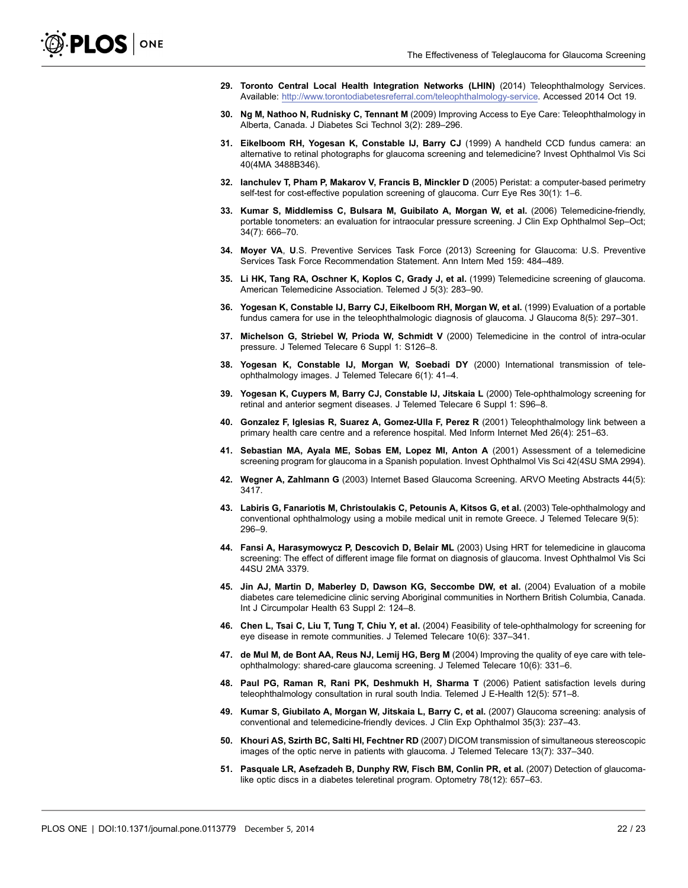29. **Toronto Central Local Health Integration Networks (LHIN)** (2014) Teleophthalmology Services. Available: http://www.torontodiabetesreferral.com/teleophthalmology-service. Accessed 2014 Oct 19.
30. **Ng M, Nathoo N, Rudnisky C, Tennant M** (2009) Improving Access to Eye Care: Teleophthalmology in Alberta, Canada. J Diabetes Sci Technol 3(2): 289–296.
31. **Eikelboom RH, Yogesan K, Constable IJ, Barry CJ** (1999) A handheld CCD fundus camera: an alternative to retinal photographs for glaucoma screening and telemedicine? Invest Ophthalmol Vis Sci 40(4MA 3488B346).
32. **Ianchulev T, Pham P, Makarov V, Francis B, Minckler D** (2005) Peristat: a computer-based perimetry self-test for cost-effective population screening of glaucoma. Curr Eye Res 30(1): 1–6.
33. **Kumar S, Middlemiss C, Bulsara M, Guibilato A, Morgan W, et al.** (2006) Telemedicine-friendly, portable tonometers: an evaluation for intraocular pressure screening. J Clin Exp Ophthalmol Sep–Oct; 34(7): 666–70.
34. **Moyer VA**, **U**.S. Preventive Services Task Force (2013) Screening for Glaucoma: U.S. Preventive Services Task Force Recommendation Statement. Ann Intern Med 159: 484–489.
35. **Li HK, Tang RA, Oschner K, Koplos C, Grady J, et al.** (1999) Telemedicine screening of glaucoma. American Telemedicine Association. Telemed J 5(3): 283–90.
36. **Yogesan K, Constable IJ, Barry CJ, Eikelboom RH, Morgan W, et al.** (1999) Evaluation of a portable fundus camera for use in the teleophthalmologic diagnosis of glaucoma. J Glaucoma 8(5): 297–301.
37. **Michelson G, Striebel W, Prioda W, Schmidt V** (2000) Telemedicine in the control of intra-ocular pressure. J Telemed Telecare 6 Suppl 1: S126–8.
38. **Yogesan K, Constable IJ, Morgan W, Soebadi DY** (2000) International transmission of tele-ophthalmology images. J Telemed Telecare 6(1): 41–4.
39. **Yogesan K, Cuypers M, Barry CJ, Constable IJ, Jitskaia L** (2000) Tele-ophthalmology screening for retinal and anterior segment diseases. J Telemed Telecare 6 Suppl 1: S96–8.
40. **Gonzalez F, Iglesias R, Suarez A, Gomez-Ulla F, Perez R** (2001) Teleophthalmology link between a primary health care centre and a reference hospital. Med Inform Internet Med 26(4): 251–63.
41. **Sebastian MA, Ayala ME, Sobas EM, Lopez MI, Anton A** (2001) Assessment of a telemedicine screening program for glaucoma in a Spanish population. Invest Ophthalmol Vis Sci 42(4SU SMA 2994).
42. **Wegner A, Zahlmann G** (2003) Internet Based Glaucoma Screening. ARVO Meeting Abstracts 44(5): 3417.
43. **Labiris G, Fanariotis M, Christoulakis C, Petounis A, Kitsos G, et al.** (2003) Tele-ophthalmology and conventional ophthalmology using a mobile medical unit in remote Greece. J Telemed Telecare 9(5): 296–9.
44. **Fansi A, Harasymowycz P, Descovich D, Belair ML** (2003) Using HRT for telemedicine in glaucoma screening: The effect of different image file format on diagnosis of glaucoma. Invest Ophthalmol Vis Sci 44SU 2MA 3379.
45. **Jin AJ, Martin D, Maberley D, Dawson KG, Seccombe DW, et al.** (2004) Evaluation of a mobile diabetes care telemedicine clinic serving Aboriginal communities in Northern British Columbia, Canada. Int J Circumpolar Health 63 Suppl 2: 124–8.
46. **Chen L, Tsai C, Liu T, Tung T, Chiu Y, et al.** (2004) Feasibility of tele-ophthalmology for screening for eye disease in remote communities. J Telemed Telecare 10(6): 337–341.
47. **de Mul M, de Bont AA, Reus NJ, Lemij HG, Berg M** (2004) Improving the quality of eye care with tele-ophthalmology: shared-care glaucoma screening. J Telemed Telecare 10(6): 331–6.
48. **Paul PG, Raman R, Rani PK, Deshmukh H, Sharma T** (2006) Patient satisfaction levels during teleophthalmology consultation in rural south India. Telemed J E-Health 12(5): 571–8.
49. **Kumar S, Giubilato A, Morgan W, Jitskaia L, Barry C, et al.** (2007) Glaucoma screening: analysis of conventional and telemedicine-friendly devices. J Clin Exp Ophthalmol 35(3): 237–43.
50. **Khouri AS, Szirth BC, Salti HI, Fechtner RD** (2007) DICOM transmission of simultaneous stereoscopic images of the optic nerve in patients with glaucoma. J Telemed Telecare 13(7): 337–340.
51. **Pasquale LR, Asefzadeh B, Dunphy RW, Fisch BM, Conlin PR, et al.** (2007) Detection of glaucoma-like optic discs in a diabetes teleretinal program. Optometry 78(12): 657–63.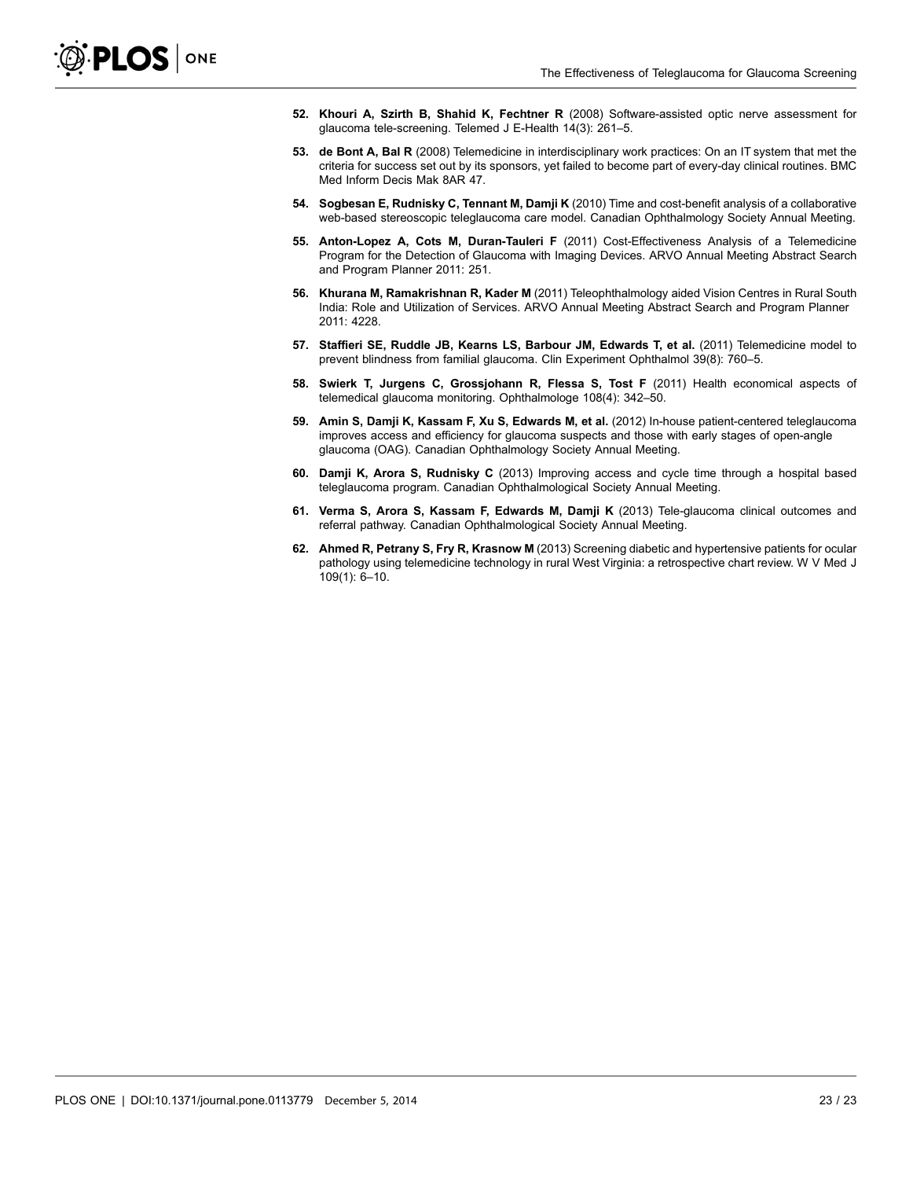52. **Khouri A, Szirth B, Shahid K, Fechtner R** (2008) Software-assisted optic nerve assessment for glaucoma tele-screening. Telemed J E-Health 14(3): 261–5.

53. **de Bont A, Bal R** (2008) Telemedicine in interdisciplinary work practices: On an IT system that met the criteria for success set out by its sponsors, yet failed to become part of every-day clinical routines. BMC Med Inform Decis Mak 8AR 47.

54. **Sogbesan E, Rudnisky C, Tennant M, Damji K** (2010) Time and cost-benefit analysis of a collaborative web-based stereoscopic teleglaucoma care model. Canadian Ophthalmology Society Annual Meeting.

55. **Anton-Lopez A, Cots M, Duran-Tauleri F** (2011) Cost-Effectiveness Analysis of a Telemedicine Program for the Detection of Glaucoma with Imaging Devices. ARVO Annual Meeting Abstract Search and Program Planner 2011: 251.

56. **Khurana M, Ramakrishnan R, Kader M** (2011) Teleophthalmology aided Vision Centres in Rural South India: Role and Utilization of Services. ARVO Annual Meeting Abstract Search and Program Planner 2011: 4228.

57. **Staffieri SE, Ruddle JB, Kearns LS, Barbour JM, Edwards T, et al.** (2011) Telemedicine model to prevent blindness from familial glaucoma. Clin Experiment Ophthalmol 39(8): 760–5.

58. **Swierk T, Jurgens C, Grossjohann R, Flessa S, Tost F** (2011) Health economical aspects of telemedical glaucoma monitoring. Ophthalmologe 108(4): 342–50.

59. **Amin S, Damji K, Kassam F, Xu S, Edwards M, et al.** (2012) In-house patient-centered teleglaucoma improves access and efficiency for glaucoma suspects and those with early stages of open-angle glaucoma (OAG). Canadian Ophthalmology Society Annual Meeting.

60. **Damji K, Arora S, Rudnisky C** (2013) Improving access and cycle time through a hospital based teleglaucoma program. Canadian Ophthalmological Society Annual Meeting.

61. **Verma S, Arora S, Kassam F, Edwards M, Damji K** (2013) Tele-glaucoma clinical outcomes and referral pathway. Canadian Ophthalmological Society Annual Meeting.

62. **Ahmed R, Petrany S, Fry R, Krasnow M** (2013) Screening diabetic and hypertensive patients for ocular pathology using telemedicine technology in rural West Virginia: a retrospective chart review. W V Med J 109(1): 6–10.